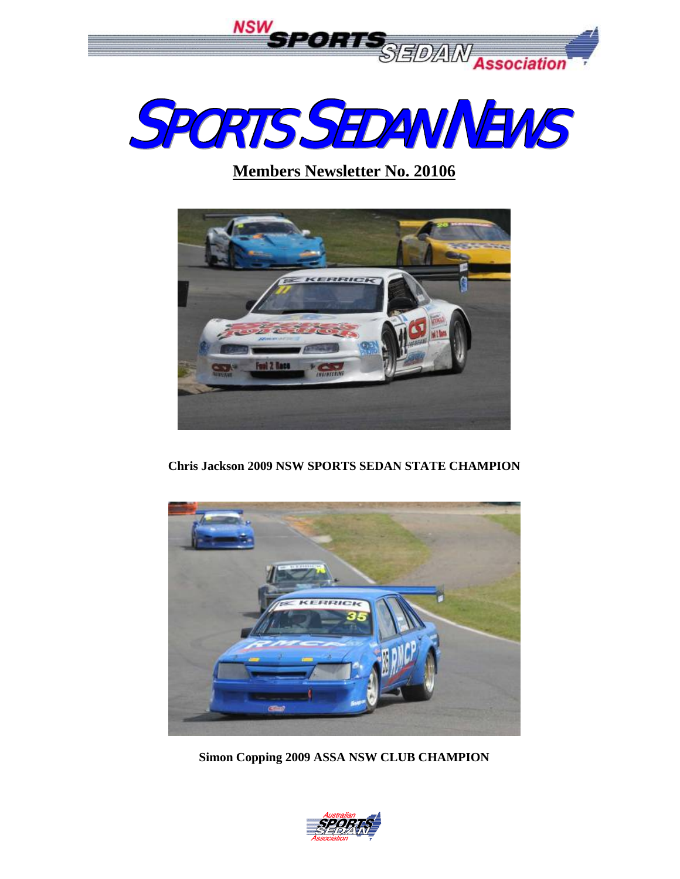NSW SPORTS SEDAN Association

# SPORTS SEDAN NEWS

## Members Newsletter No. 20106

**Chris Jackson 2009 NSW SPORTS SEDAN STATE CHAMPION**

**Simon Copping 2009 ASSA NSW CLUB CHAMPION**

Australian SPORTS SEDAN Association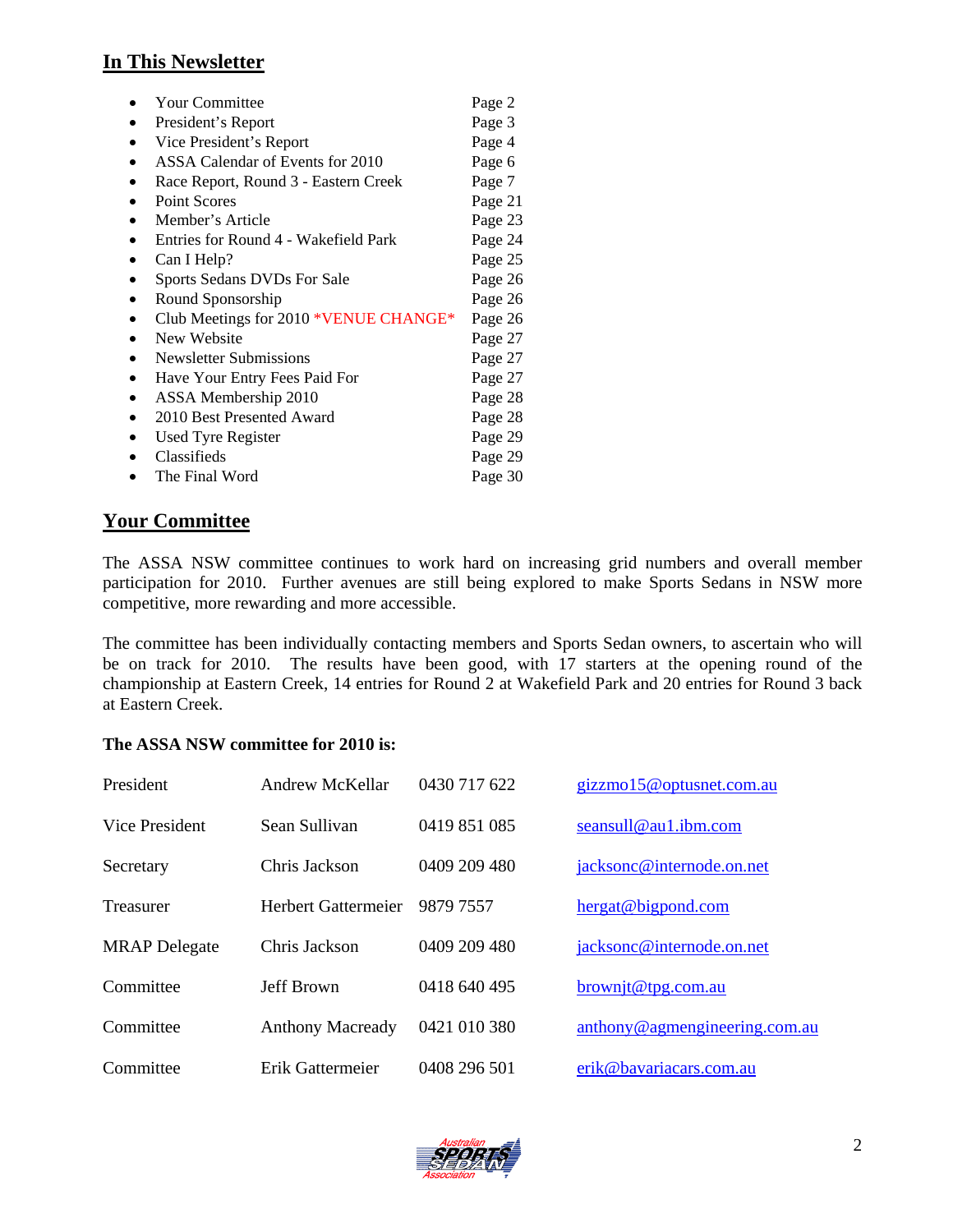## In This Newsletter

| | |
|---|---|
| Your Committee | Page 2 |
| President's Report | Page 3 |
| Vice President's Report | Page 4 |
| ASSA Calendar of Events for 2010 | Page 6 |
| Race Report, Round 3 - Eastern Creek | Page 7 |
| Point Scores | Page 21 |
| Member's Article | Page 23 |
| Entries for Round 4 - Wakefield Park | Page 24 |
| Can I Help? | Page 25 |
| Sports Sedans DVDs For Sale | Page 26 |
| Round Sponsorship | Page 26 |
| Club Meetings for 2010 *VENUE CHANGE* | Page 26 |
| New Website | Page 27 |
| Newsletter Submissions | Page 27 |
| Have Your Entry Fees Paid For | Page 27 |
| ASSA Membership 2010 | Page 28 |
| 2010 Best Presented Award | Page 28 |
| Used Tyre Register | Page 29 |
| Classifieds | Page 29 |
| The Final Word | Page 30 |

## Your Committee

The ASSA NSW committee continues to work hard on increasing grid numbers and overall member participation for 2010. Further avenues are still being explored to make Sports Sedans in NSW more competitive, more rewarding and more accessible.

The committee has been individually contacting members and Sports Sedan owners, to ascertain who will be on track for 2010. The results have been good, with 17 starters at the opening round of the championship at Eastern Creek, 14 entries for Round 2 at Wakefield Park and 20 entries for Round 3 back at Eastern Creek.

**The ASSA NSW committee for 2010 is:**

| | | | |
|---|---|---|---|
| President | Andrew McKellar | 0430 717 622 | gizzmo15@optusnet.com.au |
| Vice President | Sean Sullivan | 0419 851 085 | seansull@au1.ibm.com |
| Secretary | Chris Jackson | 0409 209 480 | jacksonc@internode.on.net |
| Treasurer | Herbert Gattermeier | 9879 7557 | hergat@bigpond.com |
| MRAP Delegate | Chris Jackson | 0409 209 480 | jacksonc@internode.on.net |
| Committee | Jeff Brown | 0418 640 495 | brownjt@tpg.com.au |
| Committee | Anthony Macready | 0421 010 380 | anthony@agmengineering.com.au |
| Committee | Erik Gattermeier | 0408 296 501 | erik@bavariacars.com.au |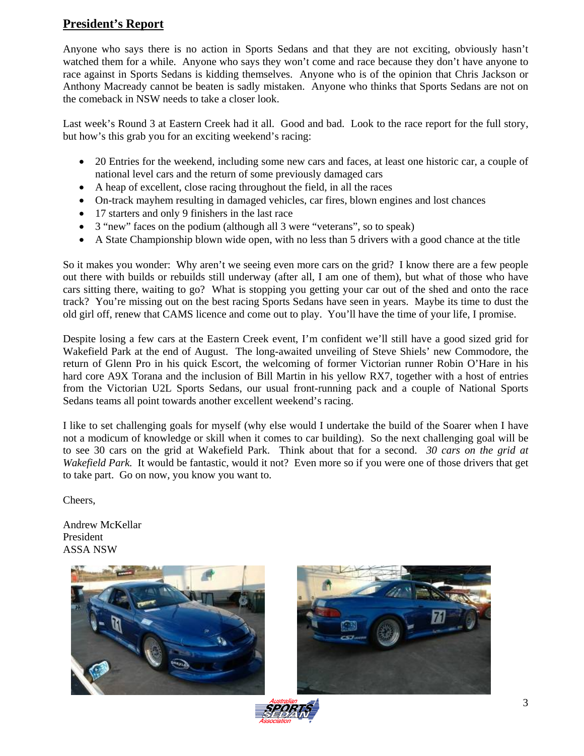## President's Report

Anyone who says there is no action in Sports Sedans and that they are not exciting, obviously hasn't watched them for a while. Anyone who says they won't come and race because they don't have anyone to race against in Sports Sedans is kidding themselves. Anyone who is of the opinion that Chris Jackson or Anthony Macready cannot be beaten is sadly mistaken. Anyone who thinks that Sports Sedans are not on the comeback in NSW needs to take a closer look.

Last week's Round 3 at Eastern Creek had it all. Good and bad. Look to the race report for the full story, but how's this grab you for an exciting weekend's racing:

- 20 Entries for the weekend, including some new cars and faces, at least one historic car, a couple of national level cars and the return of some previously damaged cars
- A heap of excellent, close racing throughout the field, in all the races
- On-track mayhem resulting in damaged vehicles, car fires, blown engines and lost chances
- 17 starters and only 9 finishers in the last race
- 3 "new" faces on the podium (although all 3 were "veterans", so to speak)
- A State Championship blown wide open, with no less than 5 drivers with a good chance at the title

So it makes you wonder: Why aren't we seeing even more cars on the grid? I know there are a few people out there with builds or rebuilds still underway (after all, I am one of them), but what of those who have cars sitting there, waiting to go? What is stopping you getting your car out of the shed and onto the race track? You're missing out on the best racing Sports Sedans have seen in years. Maybe its time to dust the old girl off, renew that CAMS licence and come out to play. You'll have the time of your life, I promise.

Despite losing a few cars at the Eastern Creek event, I'm confident we'll still have a good sized grid for Wakefield Park at the end of August. The long-awaited unveiling of Steve Shiels' new Commodore, the return of Glenn Pro in his quick Escort, the welcoming of former Victorian runner Robin O'Hare in his hard core A9X Torana and the inclusion of Bill Martin in his yellow RX7, together with a host of entries from the Victorian U2L Sports Sedans, our usual front-running pack and a couple of National Sports Sedans teams all point towards another excellent weekend's racing.

I like to set challenging goals for myself (why else would I undertake the build of the Soarer when I have not a modicum of knowledge or skill when it comes to car building). So the next challenging goal will be to see 30 cars on the grid at Wakefield Park. Think about that for a second. *30 cars on the grid at Wakefield Park.* It would be fantastic, would it not? Even more so if you were one of those drivers that get to take part. Go on now, you know you want to.

Cheers,

Andrew McKellar
President
ASSA NSW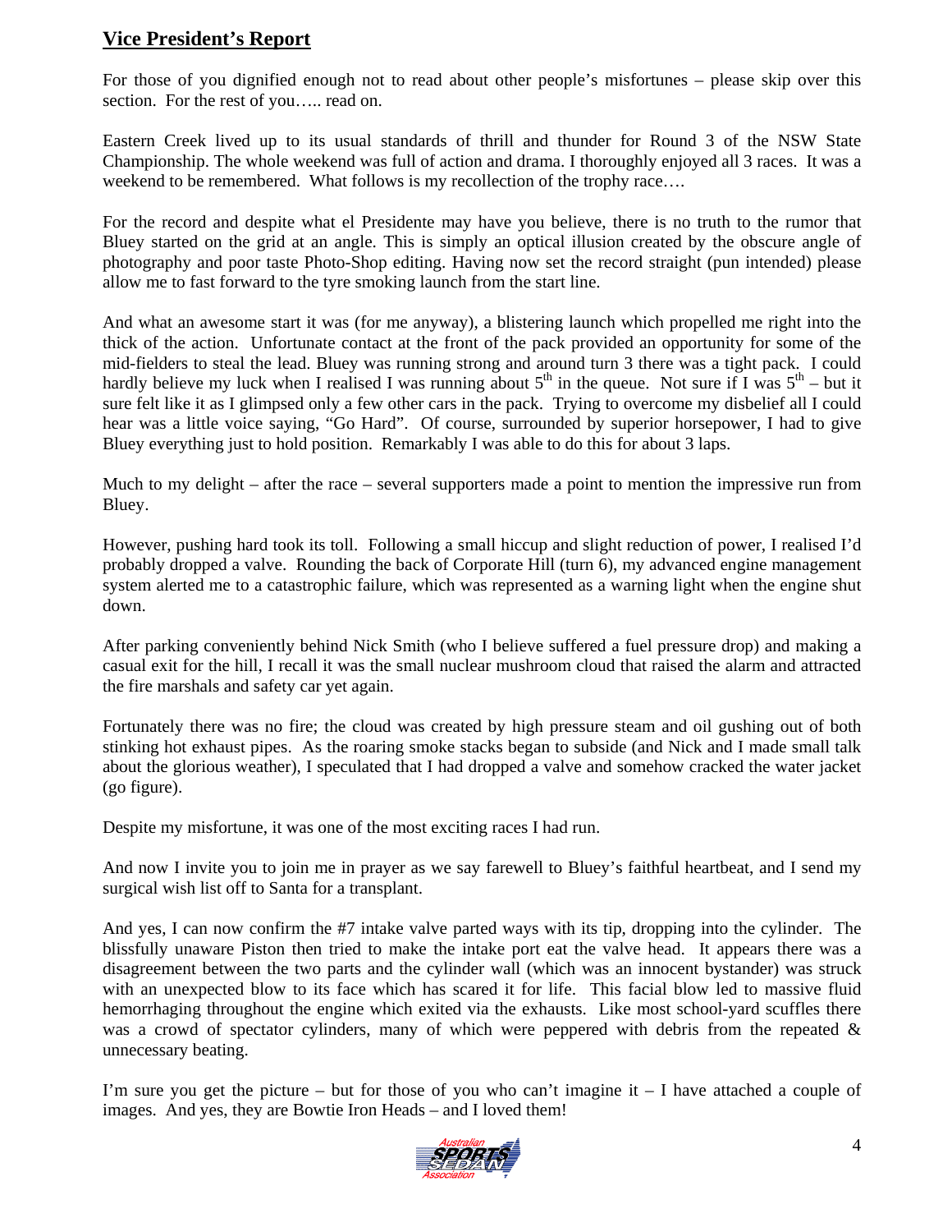## Vice President's Report

For those of you dignified enough not to read about other people's misfortunes – please skip over this section. For the rest of you….. read on.

Eastern Creek lived up to its usual standards of thrill and thunder for Round 3 of the NSW State Championship. The whole weekend was full of action and drama. I thoroughly enjoyed all 3 races. It was a weekend to be remembered. What follows is my recollection of the trophy race….

For the record and despite what el Presidente may have you believe, there is no truth to the rumor that Bluey started on the grid at an angle. This is simply an optical illusion created by the obscure angle of photography and poor taste Photo-Shop editing. Having now set the record straight (pun intended) please allow me to fast forward to the tyre smoking launch from the start line.

And what an awesome start it was (for me anyway), a blistering launch which propelled me right into the thick of the action. Unfortunate contact at the front of the pack provided an opportunity for some of the mid-fielders to steal the lead. Bluey was running strong and around turn 3 there was a tight pack. I could hardly believe my luck when I realised I was running about 5th in the queue. Not sure if I was 5th – but it sure felt like it as I glimpsed only a few other cars in the pack. Trying to overcome my disbelief all I could hear was a little voice saying, "Go Hard". Of course, surrounded by superior horsepower, I had to give Bluey everything just to hold position. Remarkably I was able to do this for about 3 laps.

Much to my delight – after the race – several supporters made a point to mention the impressive run from Bluey.

However, pushing hard took its toll. Following a small hiccup and slight reduction of power, I realised I'd probably dropped a valve. Rounding the back of Corporate Hill (turn 6), my advanced engine management system alerted me to a catastrophic failure, which was represented as a warning light when the engine shut down.

After parking conveniently behind Nick Smith (who I believe suffered a fuel pressure drop) and making a casual exit for the hill, I recall it was the small nuclear mushroom cloud that raised the alarm and attracted the fire marshals and safety car yet again.

Fortunately there was no fire; the cloud was created by high pressure steam and oil gushing out of both stinking hot exhaust pipes. As the roaring smoke stacks began to subside (and Nick and I made small talk about the glorious weather), I speculated that I had dropped a valve and somehow cracked the water jacket (go figure).

Despite my misfortune, it was one of the most exciting races I had run.

And now I invite you to join me in prayer as we say farewell to Bluey's faithful heartbeat, and I send my surgical wish list off to Santa for a transplant.

And yes, I can now confirm the #7 intake valve parted ways with its tip, dropping into the cylinder. The blissfully unaware Piston then tried to make the intake port eat the valve head. It appears there was a disagreement between the two parts and the cylinder wall (which was an innocent bystander) was struck with an unexpected blow to its face which has scared it for life. This facial blow led to massive fluid hemorrhaging throughout the engine which exited via the exhausts. Like most school-yard scuffles there was a crowd of spectator cylinders, many of which were peppered with debris from the repeated & unnecessary beating.

I'm sure you get the picture – but for those of you who can't imagine it – I have attached a couple of images. And yes, they are Bowtie Iron Heads – and I loved them!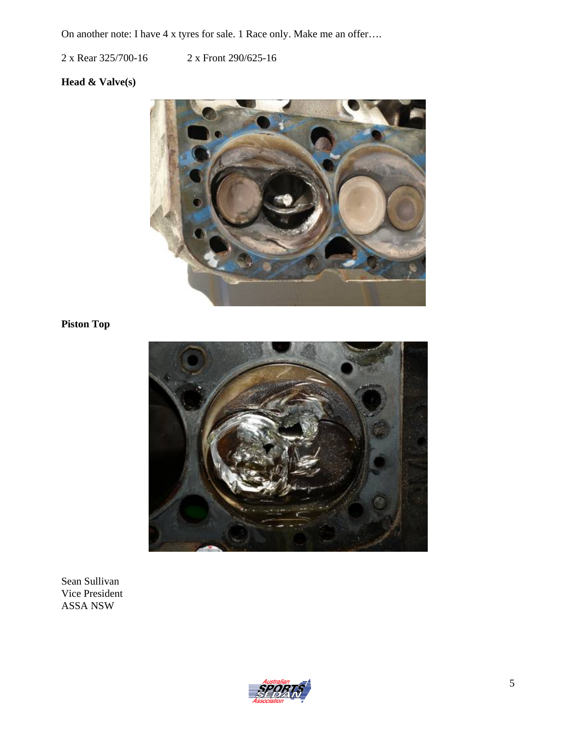On another note: I have 4 x tyres for sale. 1 Race only. Make me an offer….

2 x Rear 325/700-16 2 x Front 290/625-16

**Head & Valve(s)**

**Piston Top**

Sean Sullivan
Vice President
ASSA NSW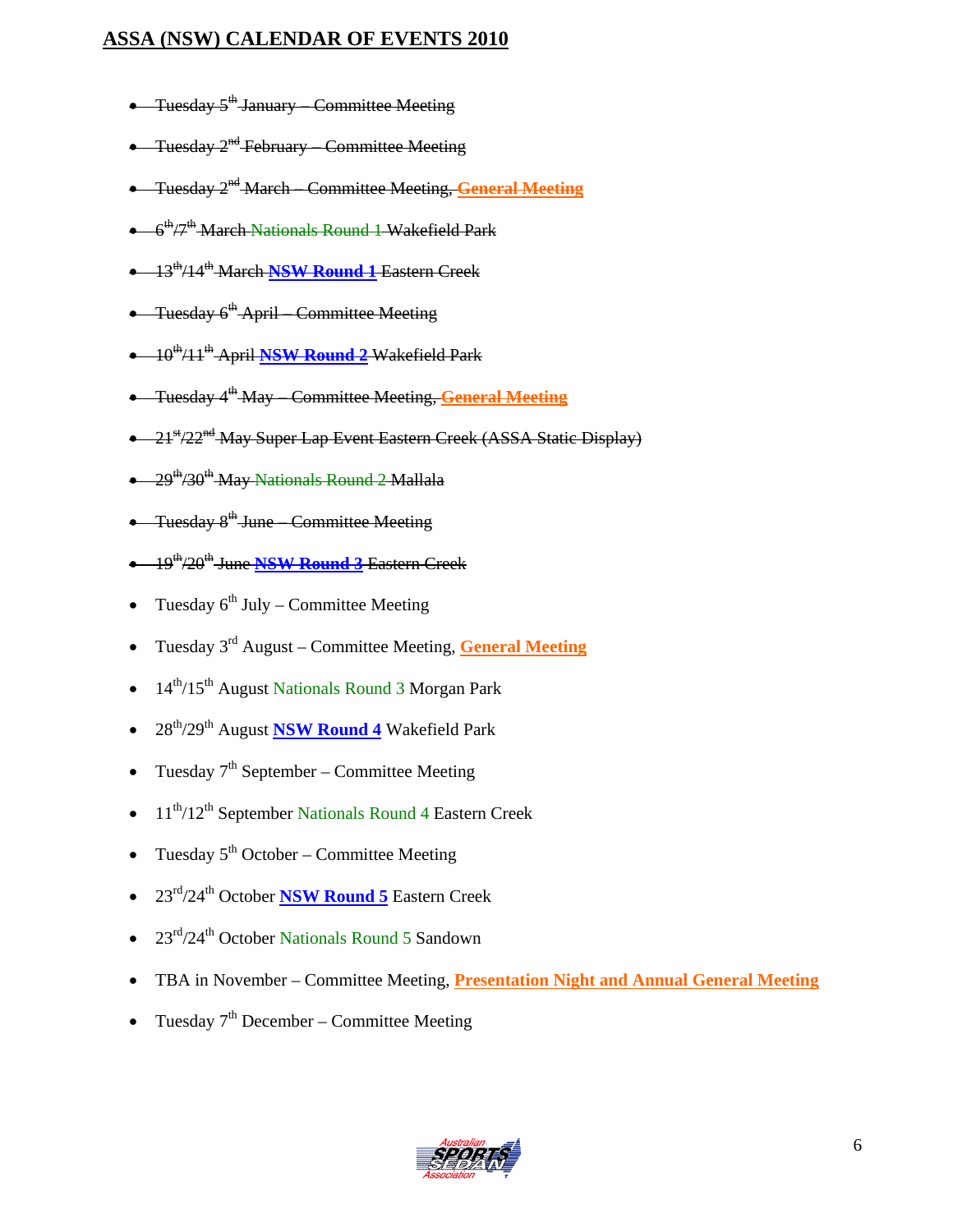# ASSA (NSW) CALENDAR OF EVENTS 2010

- ~~Tuesday 5th January – Committee Meeting~~
- ~~Tuesday 2nd February – Committee Meeting~~
- ~~Tuesday 2nd March – Committee Meeting, **General Meeting**~~
- ~~6th/7th March Nationals Round 1 Wakefield Park~~
- ~~13th/14th March **NSW Round 1** Eastern Creek~~
- ~~Tuesday 6th April – Committee Meeting~~
- ~~10th/11th April **NSW Round 2** Wakefield Park~~
- ~~Tuesday 4th May – Committee Meeting, **General Meeting**~~
- ~~21st/22nd May Super Lap Event Eastern Creek (ASSA Static Display)~~
- ~~29th/30th May Nationals Round 2 Mallala~~
- ~~Tuesday 8th June – Committee Meeting~~
- ~~19th/20th June **NSW Round 3** Eastern Creek~~
- Tuesday 6th July – Committee Meeting
- Tuesday 3rd August – Committee Meeting, **General Meeting**
- 14th/15th August Nationals Round 3 Morgan Park
- 28th/29th August **NSW Round 4** Wakefield Park
- Tuesday 7th September – Committee Meeting
- 11th/12th September Nationals Round 4 Eastern Creek
- Tuesday 5th October – Committee Meeting
- 23rd/24th October **NSW Round 5** Eastern Creek
- 23rd/24th October Nationals Round 5 Sandown
- TBA in November – Committee Meeting, **Presentation Night and Annual General Meeting**
- Tuesday 7th December – Committee Meeting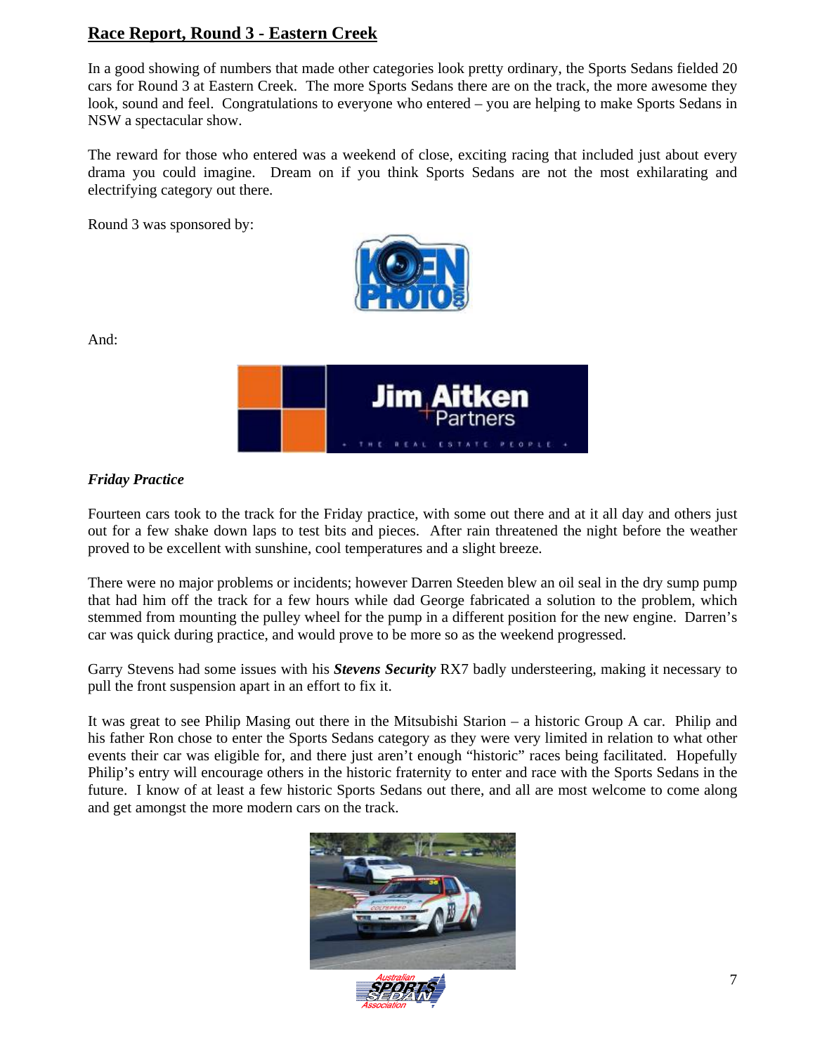## Race Report, Round 3 - Eastern Creek

In a good showing of numbers that made other categories look pretty ordinary, the Sports Sedans fielded 20 cars for Round 3 at Eastern Creek. The more Sports Sedans there are on the track, the more awesome they look, sound and feel. Congratulations to everyone who entered – you are helping to make Sports Sedans in NSW a spectacular show.

The reward for those who entered was a weekend of close, exciting racing that included just about every drama you could imagine. Dream on if you think Sports Sedans are not the most exhilarating and electrifying category out there.

Round 3 was sponsored by:

And:

### *Friday Practice*

Fourteen cars took to the track for the Friday practice, with some out there and at it all day and others just out for a few shake down laps to test bits and pieces. After rain threatened the night before the weather proved to be excellent with sunshine, cool temperatures and a slight breeze.

There were no major problems or incidents; however Darren Steeden blew an oil seal in the dry sump pump that had him off the track for a few hours while dad George fabricated a solution to the problem, which stemmed from mounting the pulley wheel for the pump in a different position for the new engine. Darren's car was quick during practice, and would prove to be more so as the weekend progressed.

Garry Stevens had some issues with his ***Stevens Security*** RX7 badly understeering, making it necessary to pull the front suspension apart in an effort to fix it.

It was great to see Philip Masing out there in the Mitsubishi Starion – a historic Group A car. Philip and his father Ron chose to enter the Sports Sedans category as they were very limited in relation to what other events their car was eligible for, and there just aren't enough "historic" races being facilitated. Hopefully Philip's entry will encourage others in the historic fraternity to enter and race with the Sports Sedans in the future. I know of at least a few historic Sports Sedans out there, and all are most welcome to come along and get amongst the more modern cars on the track.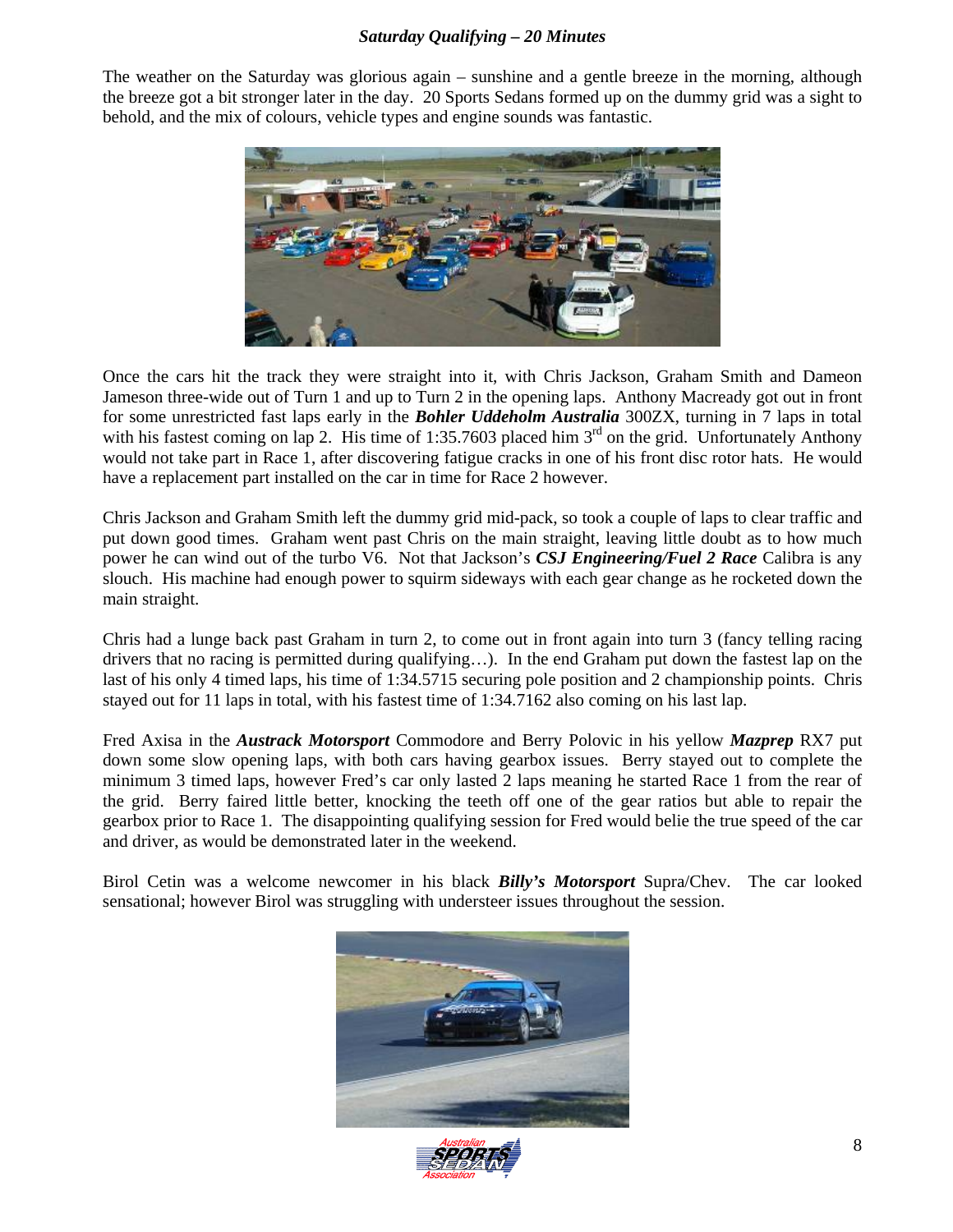### *Saturday Qualifying – 20 Minutes*

The weather on the Saturday was glorious again – sunshine and a gentle breeze in the morning, although the breeze got a bit stronger later in the day. 20 Sports Sedans formed up on the dummy grid was a sight to behold, and the mix of colours, vehicle types and engine sounds was fantastic.

Once the cars hit the track they were straight into it, with Chris Jackson, Graham Smith and Dameon Jameson three-wide out of Turn 1 and up to Turn 2 in the opening laps. Anthony Macready got out in front for some unrestricted fast laps early in the ***Bohler Uddeholm Australia*** 300ZX, turning in 7 laps in total with his fastest coming on lap 2. His time of 1:35.7603 placed him 3rd on the grid. Unfortunately Anthony would not take part in Race 1, after discovering fatigue cracks in one of his front disc rotor hats. He would have a replacement part installed on the car in time for Race 2 however.

Chris Jackson and Graham Smith left the dummy grid mid-pack, so took a couple of laps to clear traffic and put down good times. Graham went past Chris on the main straight, leaving little doubt as to how much power he can wind out of the turbo V6. Not that Jackson's ***CSJ Engineering/Fuel 2 Race*** Calibra is any slouch. His machine had enough power to squirm sideways with each gear change as he rocketed down the main straight.

Chris had a lunge back past Graham in turn 2, to come out in front again into turn 3 (fancy telling racing drivers that no racing is permitted during qualifying…). In the end Graham put down the fastest lap on the last of his only 4 timed laps, his time of 1:34.5715 securing pole position and 2 championship points. Chris stayed out for 11 laps in total, with his fastest time of 1:34.7162 also coming on his last lap.

Fred Axisa in the ***Austrack Motorsport*** Commodore and Berry Polovic in his yellow ***Mazprep*** RX7 put down some slow opening laps, with both cars having gearbox issues. Berry stayed out to complete the minimum 3 timed laps, however Fred's car only lasted 2 laps meaning he started Race 1 from the rear of the grid. Berry faired little better, knocking the teeth off one of the gear ratios but able to repair the gearbox prior to Race 1. The disappointing qualifying session for Fred would belie the true speed of the car and driver, as would be demonstrated later in the weekend.

Birol Cetin was a welcome newcomer in his black ***Billy's Motorsport*** Supra/Chev. The car looked sensational; however Birol was struggling with understeer issues throughout the session.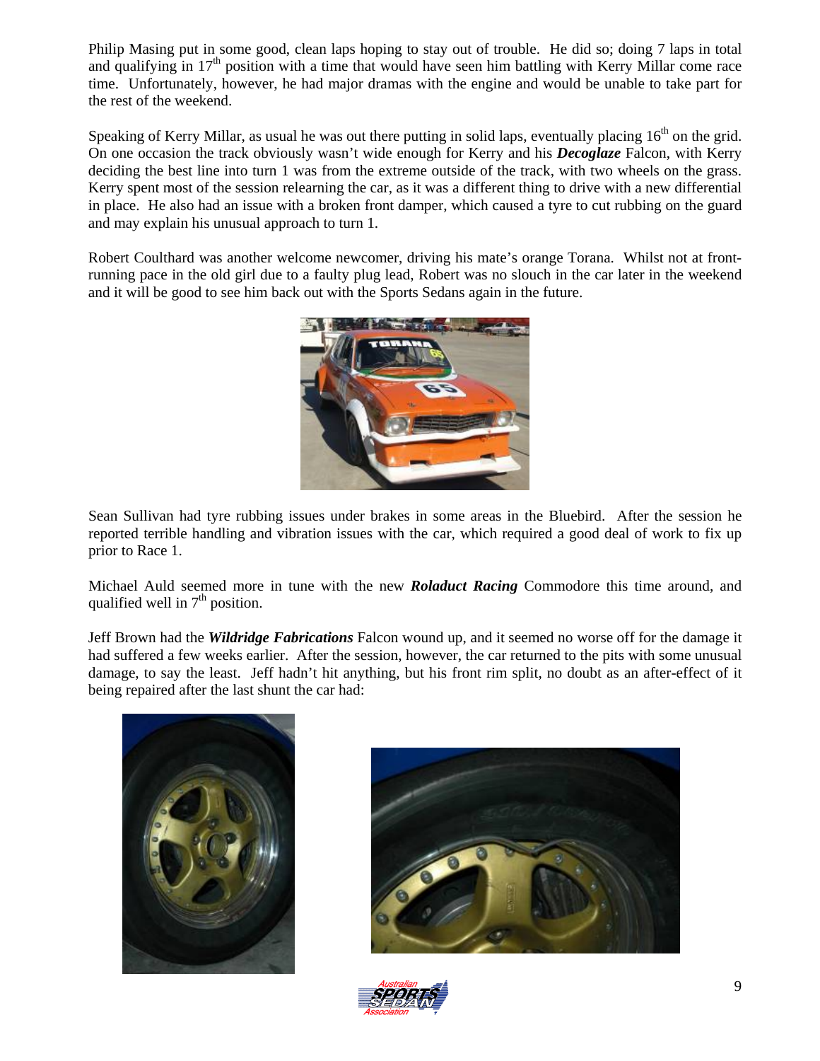Philip Masing put in some good, clean laps hoping to stay out of trouble. He did so; doing 7 laps in total and qualifying in 17th position with a time that would have seen him battling with Kerry Millar come race time. Unfortunately, however, he had major dramas with the engine and would be unable to take part for the rest of the weekend.

Speaking of Kerry Millar, as usual he was out there putting in solid laps, eventually placing 16th on the grid. On one occasion the track obviously wasn't wide enough for Kerry and his ***Decoglaze*** Falcon, with Kerry deciding the best line into turn 1 was from the extreme outside of the track, with two wheels on the grass. Kerry spent most of the session relearning the car, as it was a different thing to drive with a new differential in place. He also had an issue with a broken front damper, which caused a tyre to cut rubbing on the guard and may explain his unusual approach to turn 1.

Robert Coulthard was another welcome newcomer, driving his mate's orange Torana. Whilst not at front-running pace in the old girl due to a faulty plug lead, Robert was no slouch in the car later in the weekend and it will be good to see him back out with the Sports Sedans again in the future.

Sean Sullivan had tyre rubbing issues under brakes in some areas in the Bluebird. After the session he reported terrible handling and vibration issues with the car, which required a good deal of work to fix up prior to Race 1.

Michael Auld seemed more in tune with the new ***Roladuct Racing*** Commodore this time around, and qualified well in 7th position.

Jeff Brown had the ***Wildridge Fabrications*** Falcon wound up, and it seemed no worse off for the damage it had suffered a few weeks earlier. After the session, however, the car returned to the pits with some unusual damage, to say the least. Jeff hadn't hit anything, but his front rim split, no doubt as an after-effect of it being repaired after the last shunt the car had: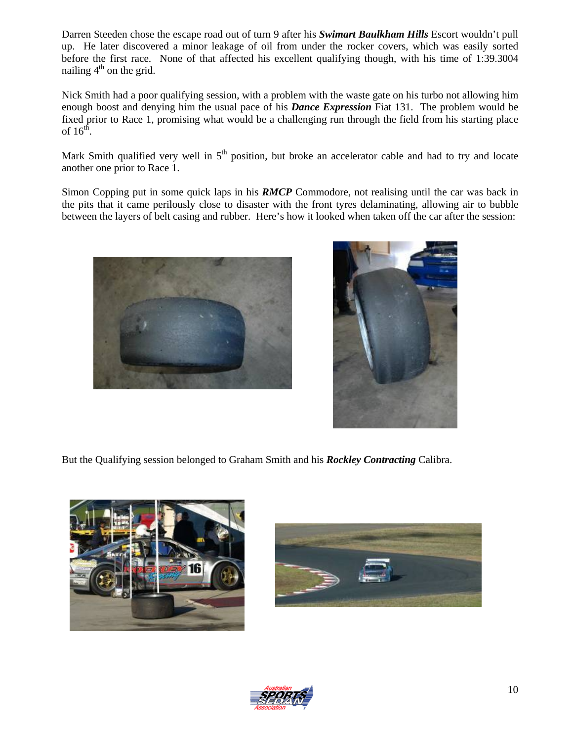Darren Steeden chose the escape road out of turn 9 after his ***Swimart Baulkham Hills*** Escort wouldn't pull up. He later discovered a minor leakage of oil from under the rocker covers, which was easily sorted before the first race. None of that affected his excellent qualifying though, with his time of 1:39.3004 nailing 4th on the grid.

Nick Smith had a poor qualifying session, with a problem with the waste gate on his turbo not allowing him enough boost and denying him the usual pace of his ***Dance Expression*** Fiat 131. The problem would be fixed prior to Race 1, promising what would be a challenging run through the field from his starting place of 16th.

Mark Smith qualified very well in 5th position, but broke an accelerator cable and had to try and locate another one prior to Race 1.

Simon Copping put in some quick laps in his ***RMCP*** Commodore, not realising until the car was back in the pits that it came perilously close to disaster with the front tyres delaminating, allowing air to bubble between the layers of belt casing and rubber. Here's how it looked when taken off the car after the session:

But the Qualifying session belonged to Graham Smith and his ***Rockley Contracting*** Calibra.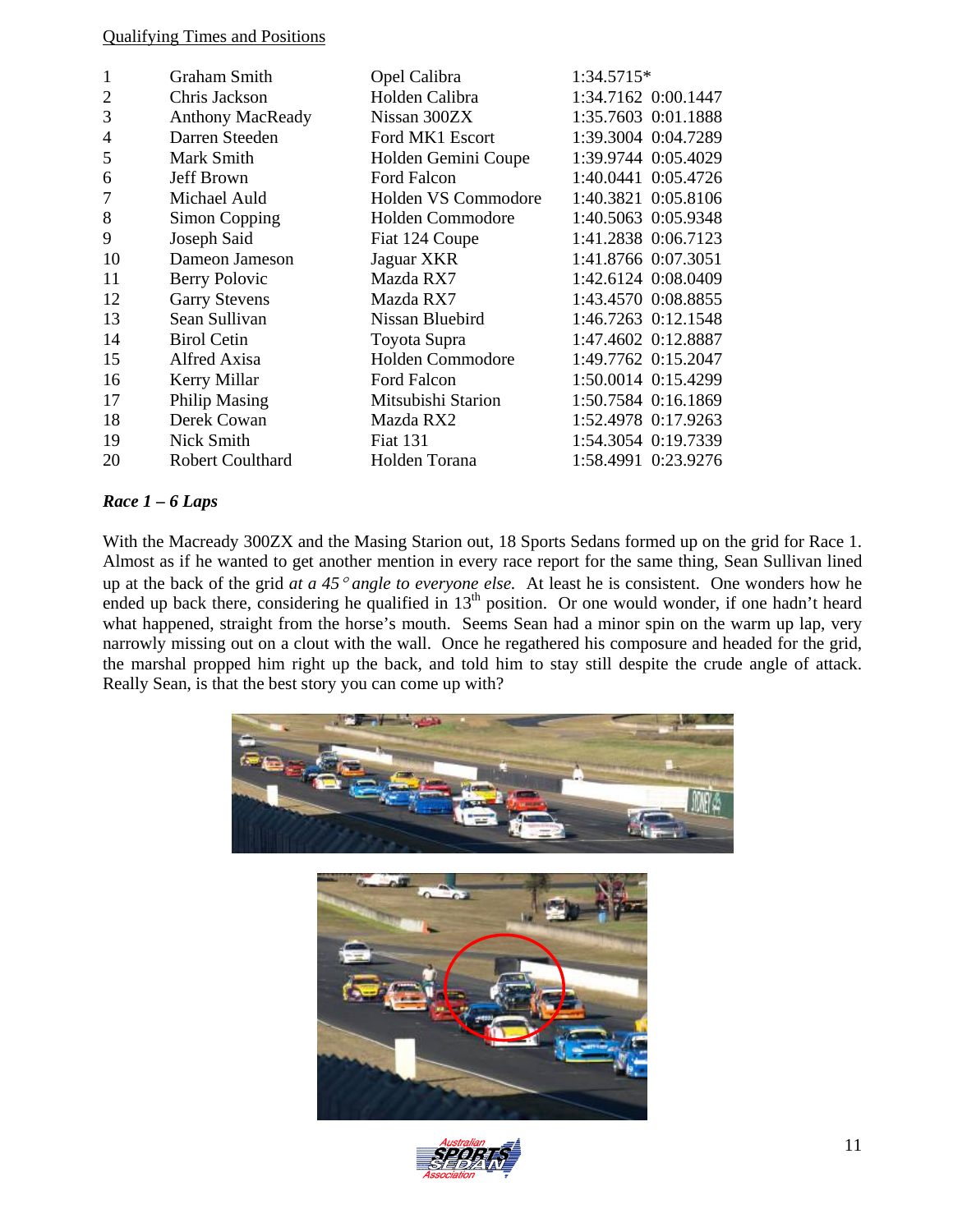Qualifying Times and Positions

| | | | | |
|---|---|---|---|---|
| 1 | Graham Smith | Opel Calibra | 1:34.5715* | |
| 2 | Chris Jackson | Holden Calibra | 1:34.7162 | 0:00.1447 |
| 3 | Anthony MacReady | Nissan 300ZX | 1:35.7603 | 0:01.1888 |
| 4 | Darren Steeden | Ford MK1 Escort | 1:39.3004 | 0:04.7289 |
| 5 | Mark Smith | Holden Gemini Coupe | 1:39.9744 | 0:05.4029 |
| 6 | Jeff Brown | Ford Falcon | 1:40.0441 | 0:05.4726 |
| 7 | Michael Auld | Holden VS Commodore | 1:40.3821 | 0:05.8106 |
| 8 | Simon Copping | Holden Commodore | 1:40.5063 | 0:05.9348 |
| 9 | Joseph Said | Fiat 124 Coupe | 1:41.2838 | 0:06.7123 |
| 10 | Dameon Jameson | Jaguar XKR | 1:41.8766 | 0:07.3051 |
| 11 | Berry Polovic | Mazda RX7 | 1:42.6124 | 0:08.0409 |
| 12 | Garry Stevens | Mazda RX7 | 1:43.4570 | 0:08.8855 |
| 13 | Sean Sullivan | Nissan Bluebird | 1:46.7263 | 0:12.1548 |
| 14 | Birol Cetin | Toyota Supra | 1:47.4602 | 0:12.8887 |
| 15 | Alfred Axisa | Holden Commodore | 1:49.7762 | 0:15.2047 |
| 16 | Kerry Millar | Ford Falcon | 1:50.0014 | 0:15.4299 |
| 17 | Philip Masing | Mitsubishi Starion | 1:50.7584 | 0:16.1869 |
| 18 | Derek Cowan | Mazda RX2 | 1:52.4978 | 0:17.9263 |
| 19 | Nick Smith | Fiat 131 | 1:54.3054 | 0:19.7339 |
| 20 | Robert Coulthard | Holden Torana | 1:58.4991 | 0:23.9276 |

### *Race 1 – 6 Laps*

With the Macready 300ZX and the Masing Starion out, 18 Sports Sedans formed up on the grid for Race 1. Almost as if he wanted to get another mention in every race report for the same thing, Sean Sullivan lined up at the back of the grid *at a 45° angle to everyone else.* At least he is consistent. One wonders how he ended up back there, considering he qualified in 13th position. Or one would wonder, if one hadn't heard what happened, straight from the horse's mouth. Seems Sean had a minor spin on the warm up lap, very narrowly missing out on a clout with the wall. Once he regathered his composure and headed for the grid, the marshal propped him right up the back, and told him to stay still despite the crude angle of attack. Really Sean, is that the best story you can come up with?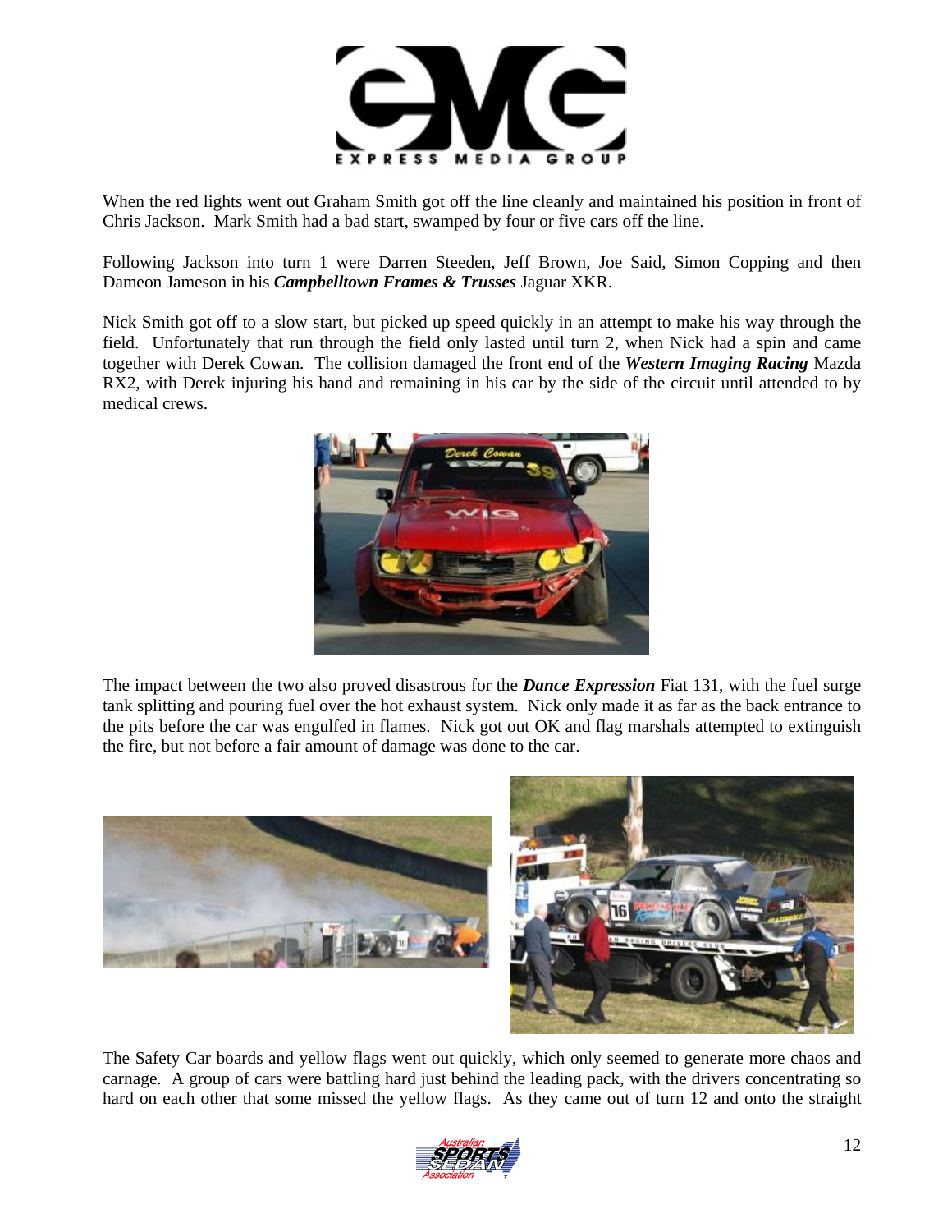When the red lights went out Graham Smith got off the line cleanly and maintained his position in front of Chris Jackson. Mark Smith had a bad start, swamped by four or five cars off the line.

Following Jackson into turn 1 were Darren Steeden, Jeff Brown, Joe Said, Simon Copping and then Dameon Jameson in his ***Campbelltown Frames & Trusses*** Jaguar XKR.

Nick Smith got off to a slow start, but picked up speed quickly in an attempt to make his way through the field. Unfortunately that run through the field only lasted until turn 2, when Nick had a spin and came together with Derek Cowan. The collision damaged the front end of the ***Western Imaging Racing*** Mazda RX2, with Derek injuring his hand and remaining in his car by the side of the circuit until attended to by medical crews.

The impact between the two also proved disastrous for the ***Dance Expression*** Fiat 131, with the fuel surge tank splitting and pouring fuel over the hot exhaust system. Nick only made it as far as the back entrance to the pits before the car was engulfed in flames. Nick got out OK and flag marshals attempted to extinguish the fire, but not before a fair amount of damage was done to the car.

The Safety Car boards and yellow flags went out quickly, which only seemed to generate more chaos and carnage. A group of cars were battling hard just behind the leading pack, with the drivers concentrating so hard on each other that some missed the yellow flags. As they came out of turn 12 and onto the straight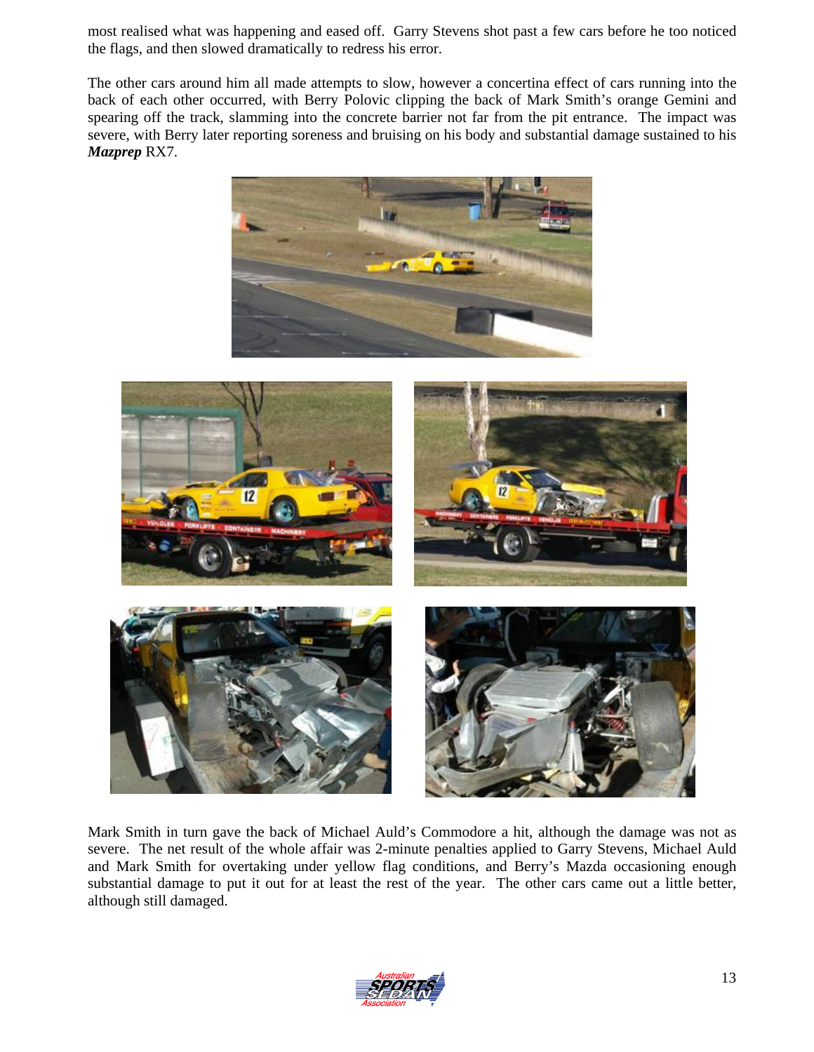most realised what was happening and eased off. Garry Stevens shot past a few cars before he too noticed the flags, and then slowed dramatically to redress his error.

The other cars around him all made attempts to slow, however a concertina effect of cars running into the back of each other occurred, with Berry Polovic clipping the back of Mark Smith's orange Gemini and spearing off the track, slamming into the concrete barrier not far from the pit entrance. The impact was severe, with Berry later reporting soreness and bruising on his body and substantial damage sustained to his ***Mazprep*** RX7.

Mark Smith in turn gave the back of Michael Auld's Commodore a hit, although the damage was not as severe. The net result of the whole affair was 2-minute penalties applied to Garry Stevens, Michael Auld and Mark Smith for overtaking under yellow flag conditions, and Berry's Mazda occasioning enough substantial damage to put it out for at least the rest of the year. The other cars came out a little better, although still damaged.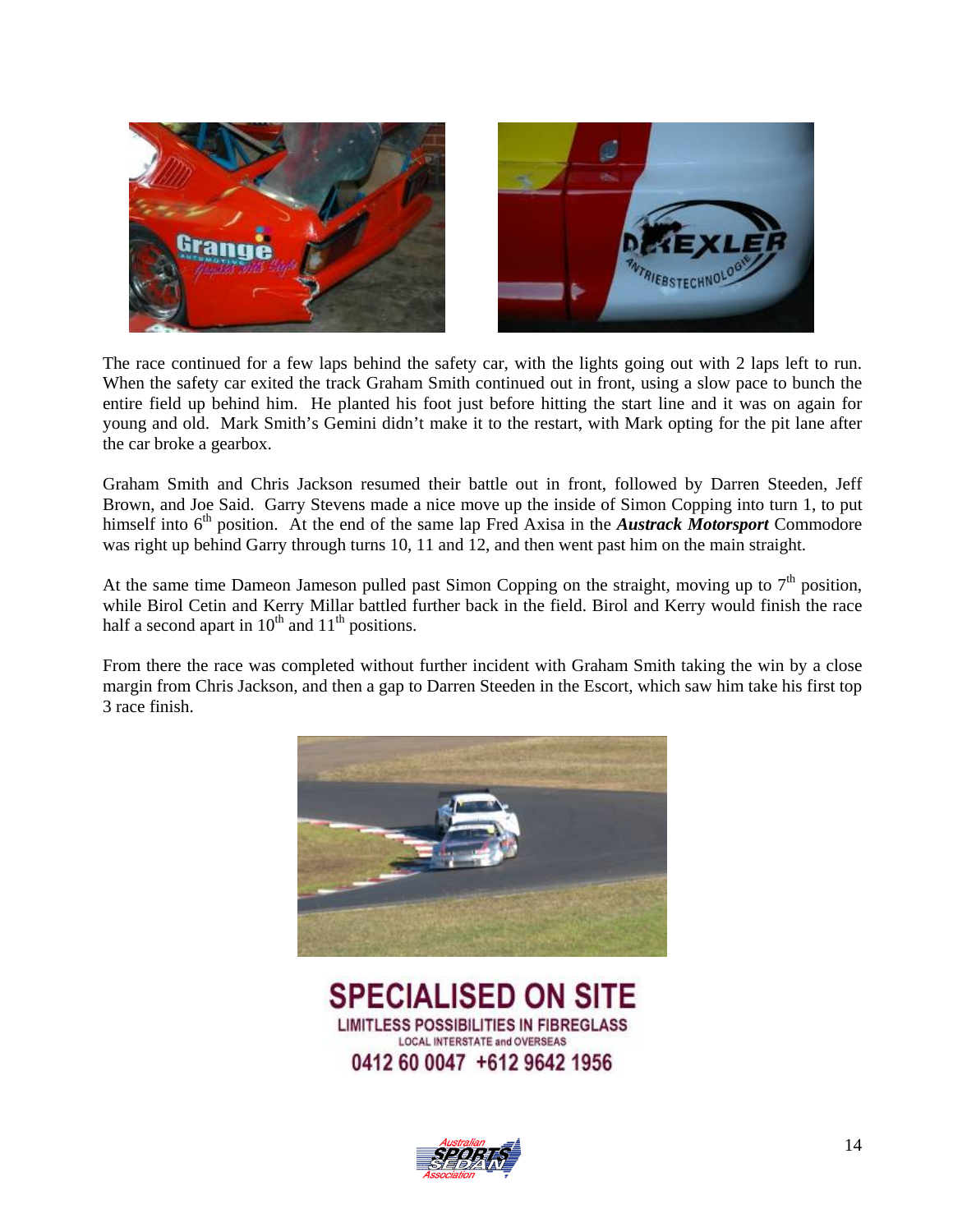The race continued for a few laps behind the safety car, with the lights going out with 2 laps left to run. When the safety car exited the track Graham Smith continued out in front, using a slow pace to bunch the entire field up behind him. He planted his foot just before hitting the start line and it was on again for young and old. Mark Smith's Gemini didn't make it to the restart, with Mark opting for the pit lane after the car broke a gearbox.

Graham Smith and Chris Jackson resumed their battle out in front, followed by Darren Steeden, Jeff Brown, and Joe Said. Garry Stevens made a nice move up the inside of Simon Copping into turn 1, to put himself into 6th position. At the end of the same lap Fred Axisa in the ***Austrack Motorsport*** Commodore was right up behind Garry through turns 10, 11 and 12, and then went past him on the main straight.

At the same time Dameon Jameson pulled past Simon Copping on the straight, moving up to 7th position, while Birol Cetin and Kerry Millar battled further back in the field. Birol and Kerry would finish the race half a second apart in 10th and 11th positions.

From there the race was completed without further incident with Graham Smith taking the win by a close margin from Chris Jackson, and then a gap to Darren Steeden in the Escort, which saw him take his first top 3 race finish.

**SPECIALISED ON SITE**

**LIMITLESS POSSIBILITIES IN FIBREGLASS**

LOCAL INTERSTATE and OVERSEAS

**0412 60 0047 +612 9642 1956**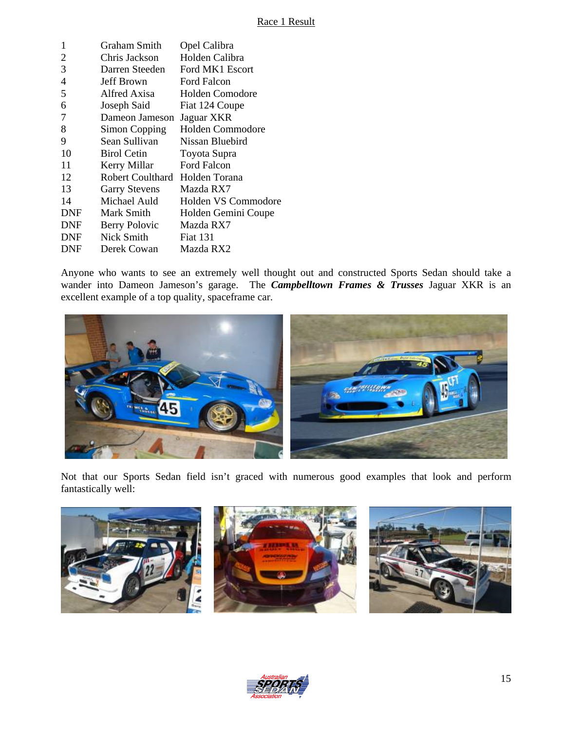# Race 1 Result

| | | |
|---|---|---|
| 1 | Graham Smith | Opel Calibra |
| 2 | Chris Jackson | Holden Calibra |
| 3 | Darren Steeden | Ford MK1 Escort |
| 4 | Jeff Brown | Ford Falcon |
| 5 | Alfred Axisa | Holden Comodore |
| 6 | Joseph Said | Fiat 124 Coupe |
| 7 | Dameon Jameson | Jaguar XKR |
| 8 | Simon Copping | Holden Commodore |
| 9 | Sean Sullivan | Nissan Bluebird |
| 10 | Birol Cetin | Toyota Supra |
| 11 | Kerry Millar | Ford Falcon |
| 12 | Robert Coulthard | Holden Torana |
| 13 | Garry Stevens | Mazda RX7 |
| 14 | Michael Auld | Holden VS Commodore |
| DNF | Mark Smith | Holden Gemini Coupe |
| DNF | Berry Polovic | Mazda RX7 |
| DNF | Nick Smith | Fiat 131 |
| DNF | Derek Cowan | Mazda RX2 |

Anyone who wants to see an extremely well thought out and constructed Sports Sedan should take a wander into Dameon Jameson's garage. The ***Campbelltown Frames & Trusses*** Jaguar XKR is an excellent example of a top quality, spaceframe car.

Not that our Sports Sedan field isn't graced with numerous good examples that look and perform fantastically well: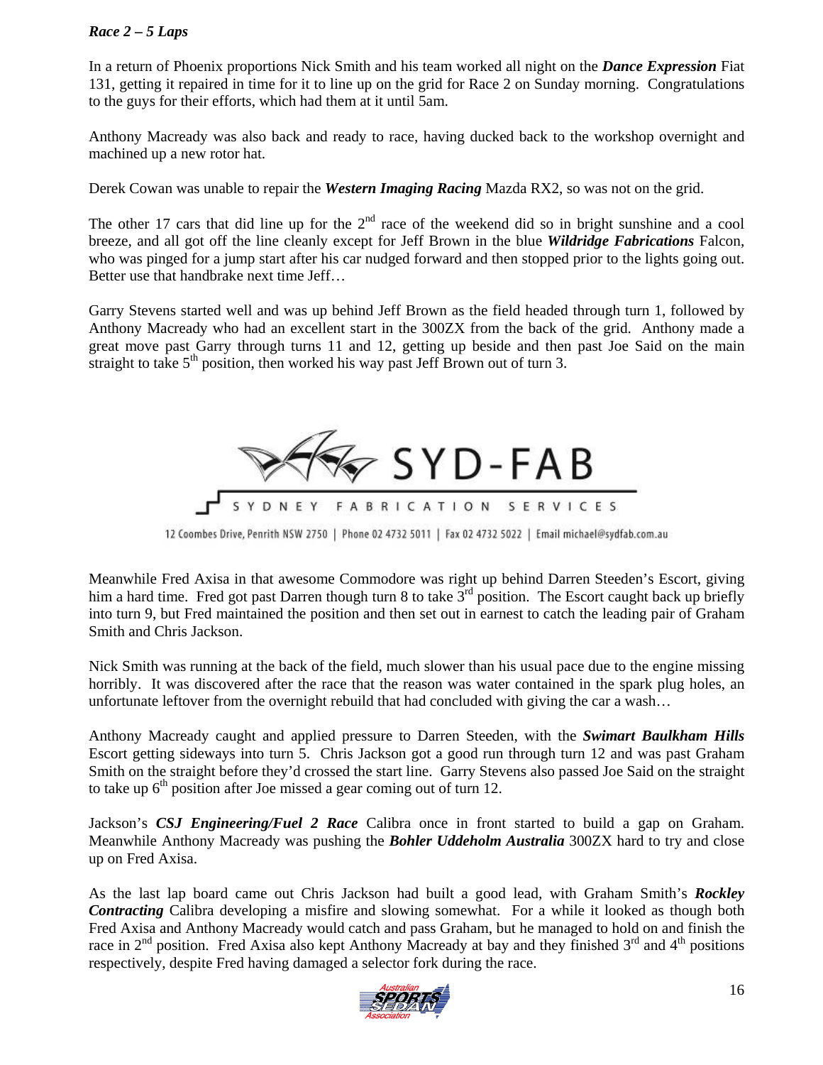*Race 2 – 5 Laps*

In a return of Phoenix proportions Nick Smith and his team worked all night on the ***Dance Expression*** Fiat 131, getting it repaired in time for it to line up on the grid for Race 2 on Sunday morning. Congratulations to the guys for their efforts, which had them at it until 5am.

Anthony Macready was also back and ready to race, having ducked back to the workshop overnight and machined up a new rotor hat.

Derek Cowan was unable to repair the ***Western Imaging Racing*** Mazda RX2, so was not on the grid.

The other 17 cars that did line up for the 2nd race of the weekend did so in bright sunshine and a cool breeze, and all got off the line cleanly except for Jeff Brown in the blue ***Wildridge Fabrications*** Falcon, who was pinged for a jump start after his car nudged forward and then stopped prior to the lights going out. Better use that handbrake next time Jeff…

Garry Stevens started well and was up behind Jeff Brown as the field headed through turn 1, followed by Anthony Macready who had an excellent start in the 300ZX from the back of the grid. Anthony made a great move past Garry through turns 11 and 12, getting up beside and then past Joe Said on the main straight to take 5th position, then worked his way past Jeff Brown out of turn 3.

SYD-FAB
SYDNEY FABRICATION SERVICES
12 Coombes Drive, Penrith NSW 2750 | Phone 02 4732 5011 | Fax 02 4732 5022 | Email michael@sydfab.com.au

Meanwhile Fred Axisa in that awesome Commodore was right up behind Darren Steeden's Escort, giving him a hard time. Fred got past Darren though turn 8 to take 3rd position. The Escort caught back up briefly into turn 9, but Fred maintained the position and then set out in earnest to catch the leading pair of Graham Smith and Chris Jackson.

Nick Smith was running at the back of the field, much slower than his usual pace due to the engine missing horribly. It was discovered after the race that the reason was water contained in the spark plug holes, an unfortunate leftover from the overnight rebuild that had concluded with giving the car a wash…

Anthony Macready caught and applied pressure to Darren Steeden, with the ***Swimart Baulkham Hills*** Escort getting sideways into turn 5. Chris Jackson got a good run through turn 12 and was past Graham Smith on the straight before they'd crossed the start line. Garry Stevens also passed Joe Said on the straight to take up 6th position after Joe missed a gear coming out of turn 12.

Jackson's ***CSJ Engineering/Fuel 2 Race*** Calibra once in front started to build a gap on Graham. Meanwhile Anthony Macready was pushing the ***Bohler Uddeholm Australia*** 300ZX hard to try and close up on Fred Axisa.

As the last lap board came out Chris Jackson had built a good lead, with Graham Smith's ***Rockley Contracting*** Calibra developing a misfire and slowing somewhat. For a while it looked as though both Fred Axisa and Anthony Macready would catch and pass Graham, but he managed to hold on and finish the race in 2nd position. Fred Axisa also kept Anthony Macready at bay and they finished 3rd and 4th positions respectively, despite Fred having damaged a selector fork during the race.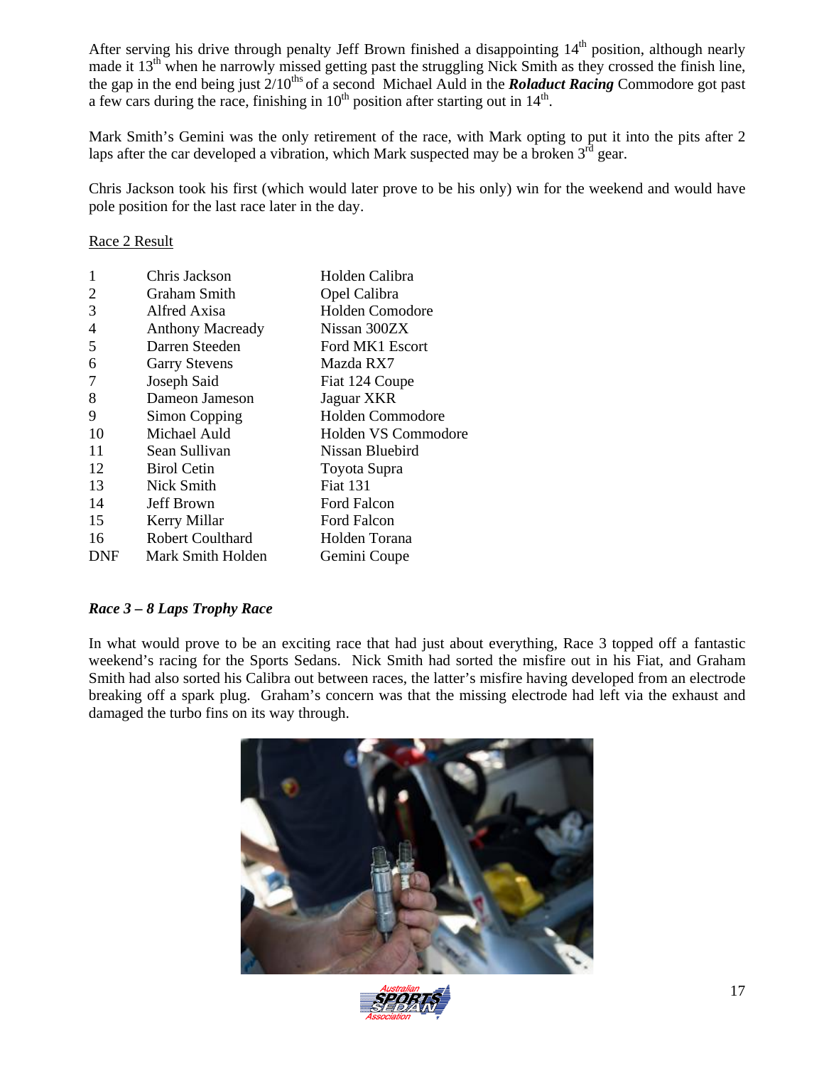After serving his drive through penalty Jeff Brown finished a disappointing 14th position, although nearly made it 13th when he narrowly missed getting past the struggling Nick Smith as they crossed the finish line, the gap in the end being just 2/10ths of a second  Michael Auld in the ***Roladuct Racing*** Commodore got past a few cars during the race, finishing in 10th position after starting out in 14th.

Mark Smith's Gemini was the only retirement of the race, with Mark opting to put it into the pits after 2 laps after the car developed a vibration, which Mark suspected may be a broken 3rd gear.

Chris Jackson took his first (which would later prove to be his only) win for the weekend and would have pole position for the last race later in the day.

Race 2 Result

| | | |
|---|---|---|
| 1 | Chris Jackson | Holden Calibra |
| 2 | Graham Smith | Opel Calibra |
| 3 | Alfred Axisa | Holden Comodore |
| 4 | Anthony Macready | Nissan 300ZX |
| 5 | Darren Steeden | Ford MK1 Escort |
| 6 | Garry Stevens | Mazda RX7 |
| 7 | Joseph Said | Fiat 124 Coupe |
| 8 | Dameon Jameson | Jaguar XKR |
| 9 | Simon Copping | Holden Commodore |
| 10 | Michael Auld | Holden VS Commodore |
| 11 | Sean Sullivan | Nissan Bluebird |
| 12 | Birol Cetin | Toyota Supra |
| 13 | Nick Smith | Fiat 131 |
| 14 | Jeff Brown | Ford Falcon |
| 15 | Kerry Millar | Ford Falcon |
| 16 | Robert Coulthard | Holden Torana |
| DNF | Mark Smith Holden | Gemini Coupe |

***Race 3 – 8 Laps Trophy Race***

In what would prove to be an exciting race that had just about everything, Race 3 topped off a fantastic weekend's racing for the Sports Sedans.  Nick Smith had sorted the misfire out in his Fiat, and Graham Smith had also sorted his Calibra out between races, the latter's misfire having developed from an electrode breaking off a spark plug.  Graham's concern was that the missing electrode had left via the exhaust and damaged the turbo fins on its way through.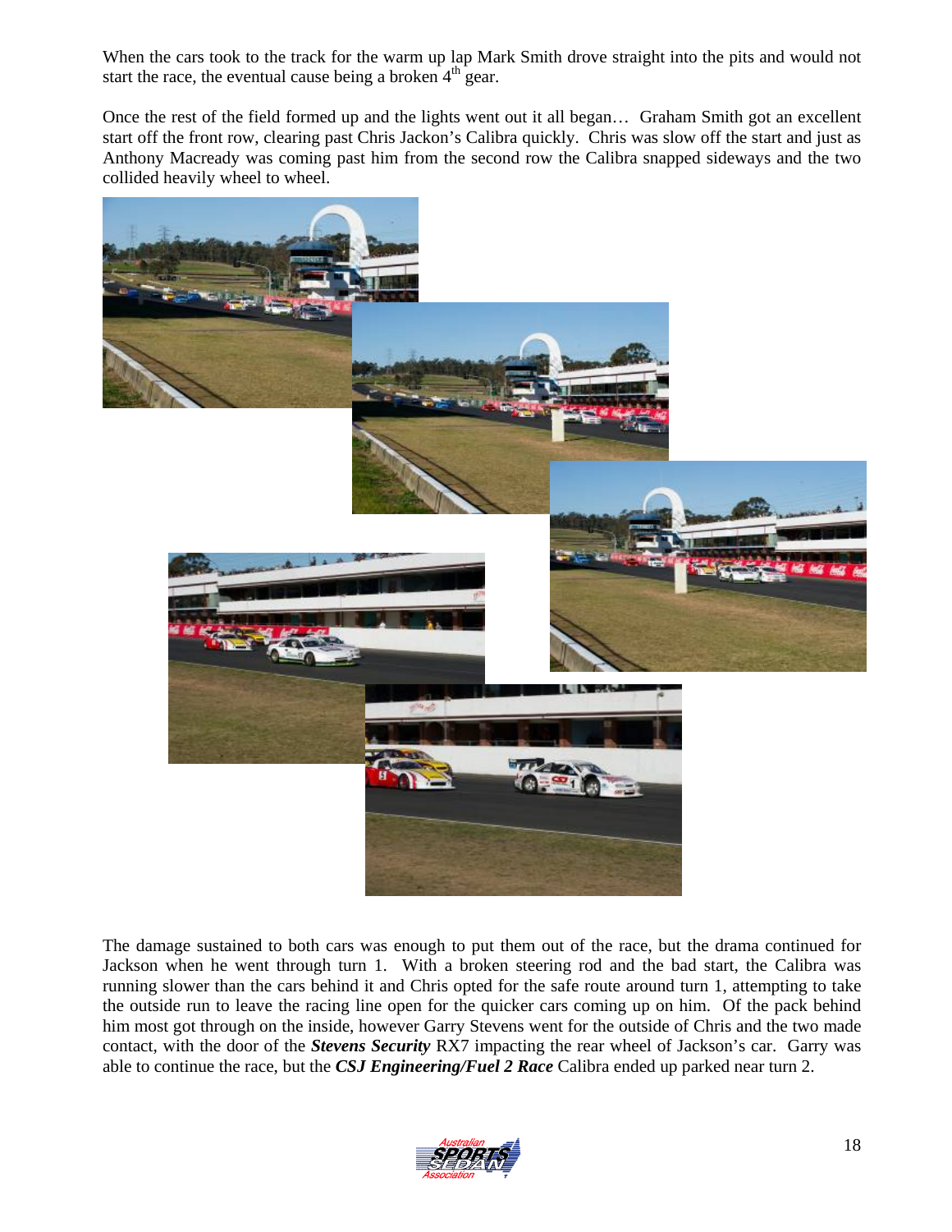When the cars took to the track for the warm up lap Mark Smith drove straight into the pits and would not start the race, the eventual cause being a broken 4[th] gear.

Once the rest of the field formed up and the lights went out it all began… Graham Smith got an excellent start off the front row, clearing past Chris Jackon's Calibra quickly. Chris was slow off the start and just as Anthony Macready was coming past him from the second row the Calibra snapped sideways and the two collided heavily wheel to wheel.

The damage sustained to both cars was enough to put them out of the race, but the drama continued for Jackson when he went through turn 1. With a broken steering rod and the bad start, the Calibra was running slower than the cars behind it and Chris opted for the safe route around turn 1, attempting to take the outside run to leave the racing line open for the quicker cars coming up on him. Of the pack behind him most got through on the inside, however Garry Stevens went for the outside of Chris and the two made contact, with the door of the ***Stevens Security*** RX7 impacting the rear wheel of Jackson's car. Garry was able to continue the race, but the ***CSJ Engineering/Fuel 2 Race*** Calibra ended up parked near turn 2.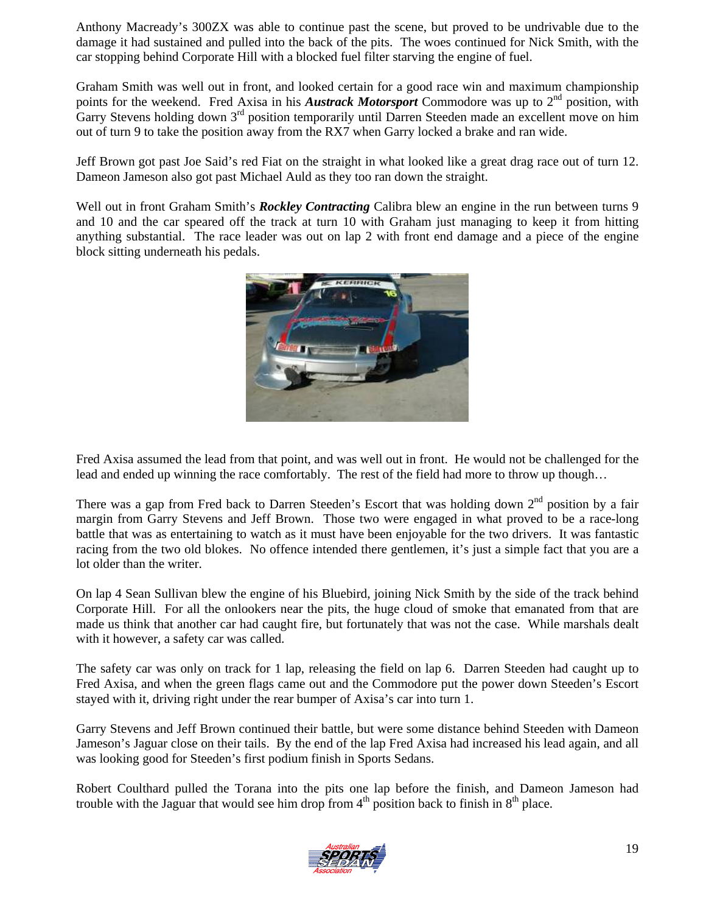Anthony Macready's 300ZX was able to continue past the scene, but proved to be undrivable due to the damage it had sustained and pulled into the back of the pits. The woes continued for Nick Smith, with the car stopping behind Corporate Hill with a blocked fuel filter starving the engine of fuel.

Graham Smith was well out in front, and looked certain for a good race win and maximum championship points for the weekend. Fred Axisa in his ***Austrack Motorsport*** Commodore was up to 2nd position, with Garry Stevens holding down 3rd position temporarily until Darren Steeden made an excellent move on him out of turn 9 to take the position away from the RX7 when Garry locked a brake and ran wide.

Jeff Brown got past Joe Said's red Fiat on the straight in what looked like a great drag race out of turn 12. Dameon Jameson also got past Michael Auld as they too ran down the straight.

Well out in front Graham Smith's ***Rockley Contracting*** Calibra blew an engine in the run between turns 9 and 10 and the car speared off the track at turn 10 with Graham just managing to keep it from hitting anything substantial. The race leader was out on lap 2 with front end damage and a piece of the engine block sitting underneath his pedals.

Fred Axisa assumed the lead from that point, and was well out in front. He would not be challenged for the lead and ended up winning the race comfortably. The rest of the field had more to throw up though…

There was a gap from Fred back to Darren Steeden's Escort that was holding down 2nd position by a fair margin from Garry Stevens and Jeff Brown. Those two were engaged in what proved to be a race-long battle that was as entertaining to watch as it must have been enjoyable for the two drivers. It was fantastic racing from the two old blokes. No offence intended there gentlemen, it's just a simple fact that you are a lot older than the writer.

On lap 4 Sean Sullivan blew the engine of his Bluebird, joining Nick Smith by the side of the track behind Corporate Hill. For all the onlookers near the pits, the huge cloud of smoke that emanated from that are made us think that another car had caught fire, but fortunately that was not the case. While marshals dealt with it however, a safety car was called.

The safety car was only on track for 1 lap, releasing the field on lap 6. Darren Steeden had caught up to Fred Axisa, and when the green flags came out and the Commodore put the power down Steeden's Escort stayed with it, driving right under the rear bumper of Axisa's car into turn 1.

Garry Stevens and Jeff Brown continued their battle, but were some distance behind Steeden with Dameon Jameson's Jaguar close on their tails. By the end of the lap Fred Axisa had increased his lead again, and all was looking good for Steeden's first podium finish in Sports Sedans.

Robert Coulthard pulled the Torana into the pits one lap before the finish, and Dameon Jameson had trouble with the Jaguar that would see him drop from 4th position back to finish in 8th place.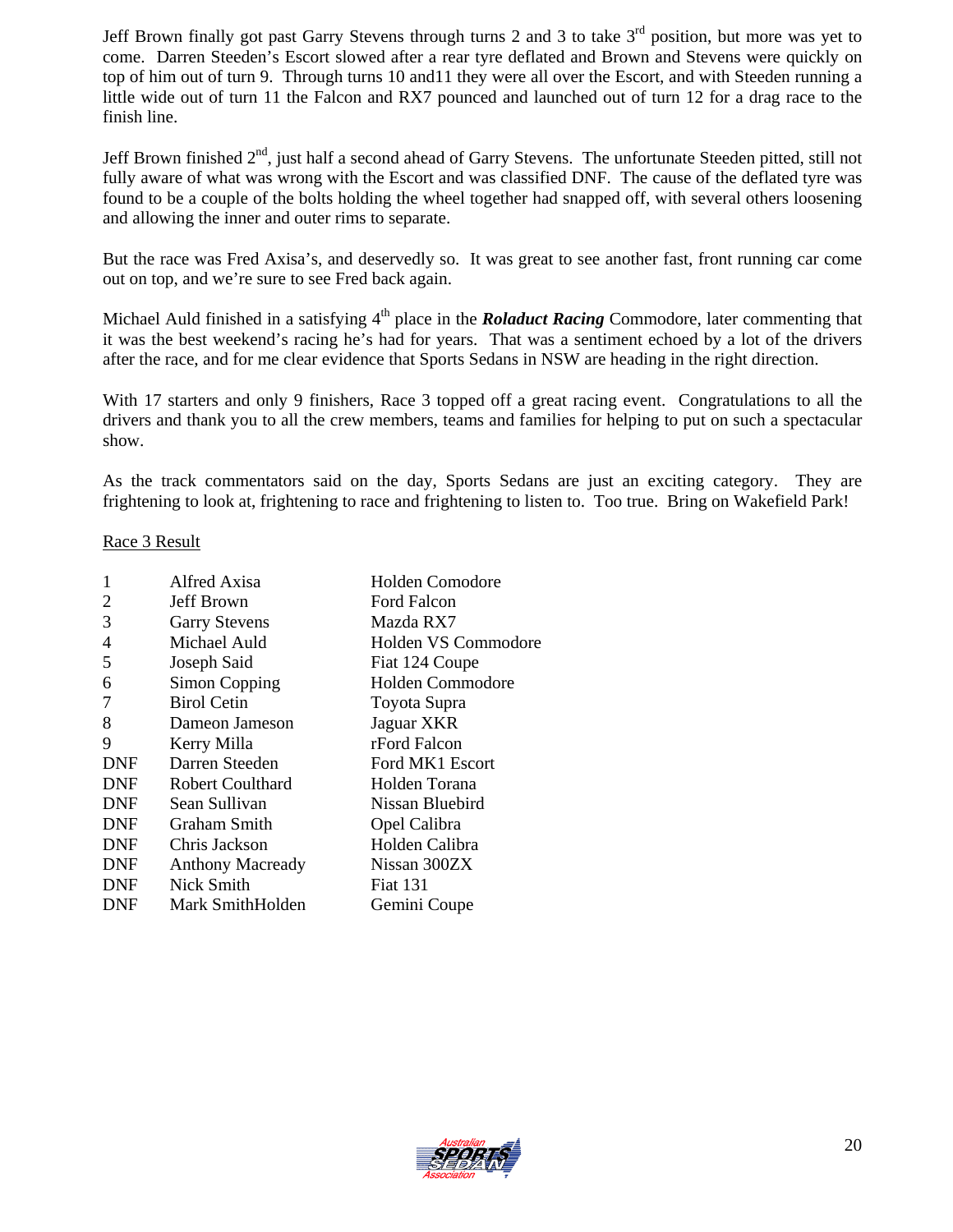Jeff Brown finally got past Garry Stevens through turns 2 and 3 to take 3rd position, but more was yet to come. Darren Steeden's Escort slowed after a rear tyre deflated and Brown and Stevens were quickly on top of him out of turn 9. Through turns 10 and11 they were all over the Escort, and with Steeden running a little wide out of turn 11 the Falcon and RX7 pounced and launched out of turn 12 for a drag race to the finish line.

Jeff Brown finished 2nd, just half a second ahead of Garry Stevens. The unfortunate Steeden pitted, still not fully aware of what was wrong with the Escort and was classified DNF. The cause of the deflated tyre was found to be a couple of the bolts holding the wheel together had snapped off, with several others loosening and allowing the inner and outer rims to separate.

But the race was Fred Axisa's, and deservedly so. It was great to see another fast, front running car come out on top, and we're sure to see Fred back again.

Michael Auld finished in a satisfying 4th place in the ***Roladuct Racing*** Commodore, later commenting that it was the best weekend's racing he's had for years. That was a sentiment echoed by a lot of the drivers after the race, and for me clear evidence that Sports Sedans in NSW are heading in the right direction.

With 17 starters and only 9 finishers, Race 3 topped off a great racing event. Congratulations to all the drivers and thank you to all the crew members, teams and families for helping to put on such a spectacular show.

As the track commentators said on the day, Sports Sedans are just an exciting category. They are frightening to look at, frightening to race and frightening to listen to. Too true. Bring on Wakefield Park!

Race 3 Result

| | | |
|---|---|---|
| 1 | Alfred Axisa | Holden Comodore |
| 2 | Jeff Brown | Ford Falcon |
| 3 | Garry Stevens | Mazda RX7 |
| 4 | Michael Auld | Holden VS Commodore |
| 5 | Joseph Said | Fiat 124 Coupe |
| 6 | Simon Copping | Holden Commodore |
| 7 | Birol Cetin | Toyota Supra |
| 8 | Dameon Jameson | Jaguar XKR |
| 9 | Kerry Milla | rFord Falcon |
| DNF | Darren Steeden | Ford MK1 Escort |
| DNF | Robert Coulthard | Holden Torana |
| DNF | Sean Sullivan | Nissan Bluebird |
| DNF | Graham Smith | Opel Calibra |
| DNF | Chris Jackson | Holden Calibra |
| DNF | Anthony Macready | Nissan 300ZX |
| DNF | Nick Smith | Fiat 131 |
| DNF | Mark SmithHolden | Gemini Coupe |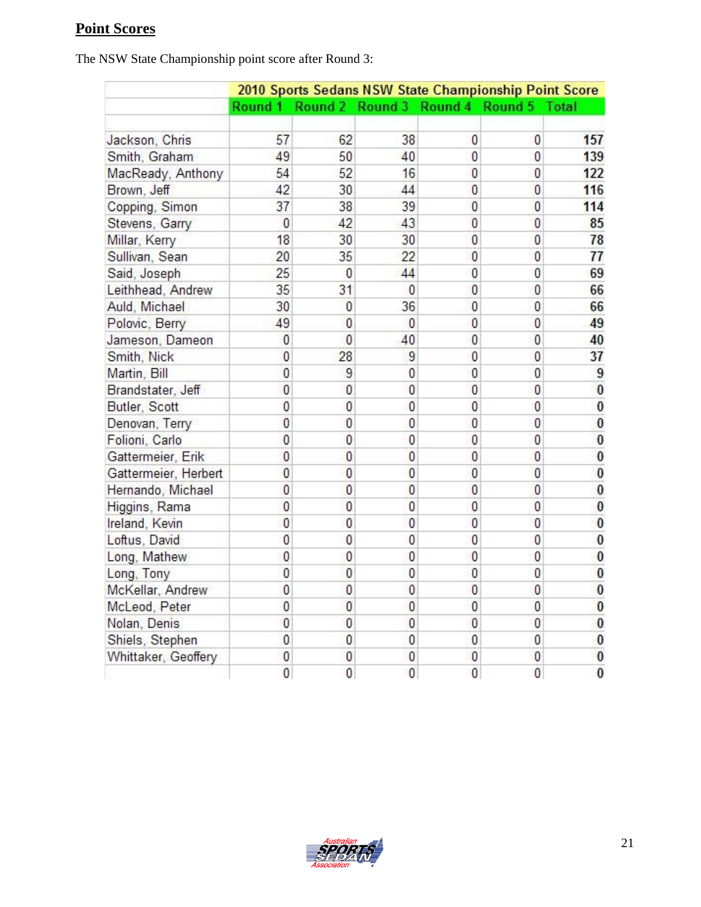## Point Scores

The NSW State Championship point score after Round 3:

| | 2010 Sports Sedans NSW State Championship Point Score | | | | | |
|---|---|---|---|---|---|---|
| | Round 1 | Round 2 | Round 3 | Round 4 | Round 5 | Total |
| Jackson, Chris | 57 | 62 | 38 | 0 | 0 | **157** |
| Smith, Graham | 49 | 50 | 40 | 0 | 0 | **139** |
| MacReady, Anthony | 54 | 52 | 16 | 0 | 0 | **122** |
| Brown, Jeff | 42 | 30 | 44 | 0 | 0 | **116** |
| Copping, Simon | 37 | 38 | 39 | 0 | 0 | **114** |
| Stevens, Garry | 0 | 42 | 43 | 0 | 0 | **85** |
| Millar, Kerry | 18 | 30 | 30 | 0 | 0 | **78** |
| Sullivan, Sean | 20 | 35 | 22 | 0 | 0 | **77** |
| Said, Joseph | 25 | 0 | 44 | 0 | 0 | **69** |
| Leithhead, Andrew | 35 | 31 | 0 | 0 | 0 | **66** |
| Auld, Michael | 30 | 0 | 36 | 0 | 0 | **66** |
| Polovic, Berry | 49 | 0 | 0 | 0 | 0 | **49** |
| Jameson, Dameon | 0 | 0 | 40 | 0 | 0 | **40** |
| Smith, Nick | 0 | 28 | 9 | 0 | 0 | **37** |
| Martin, Bill | 0 | 9 | 0 | 0 | 0 | **9** |
| Brandstater, Jeff | 0 | 0 | 0 | 0 | 0 | **0** |
| Butler, Scott | 0 | 0 | 0 | 0 | 0 | **0** |
| Denovan, Terry | 0 | 0 | 0 | 0 | 0 | **0** |
| Folioni, Carlo | 0 | 0 | 0 | 0 | 0 | **0** |
| Gattermeier, Erik | 0 | 0 | 0 | 0 | 0 | **0** |
| Gattermeier, Herbert | 0 | 0 | 0 | 0 | 0 | **0** |
| Hernando, Michael | 0 | 0 | 0 | 0 | 0 | **0** |
| Higgins, Rama | 0 | 0 | 0 | 0 | 0 | **0** |
| Ireland, Kevin | 0 | 0 | 0 | 0 | 0 | **0** |
| Loftus, David | 0 | 0 | 0 | 0 | 0 | **0** |
| Long, Mathew | 0 | 0 | 0 | 0 | 0 | **0** |
| Long, Tony | 0 | 0 | 0 | 0 | 0 | **0** |
| McKellar, Andrew | 0 | 0 | 0 | 0 | 0 | **0** |
| McLeod, Peter | 0 | 0 | 0 | 0 | 0 | **0** |
| Nolan, Denis | 0 | 0 | 0 | 0 | 0 | **0** |
| Shiels, Stephen | 0 | 0 | 0 | 0 | 0 | **0** |
| Whittaker, Geoffery | 0 | 0 | 0 | 0 | 0 | **0** |
| | 0 | 0 | 0 | 0 | 0 | **0** |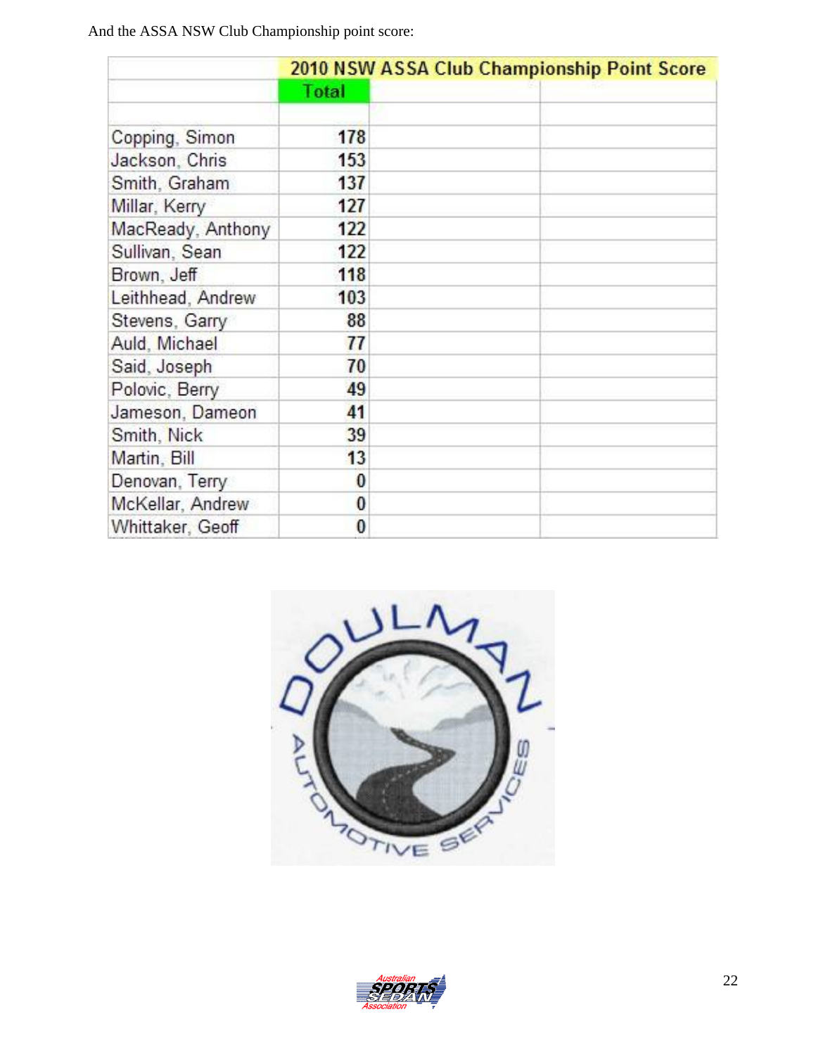And the ASSA NSW Club Championship point score:

| | 2010 NSW ASSA Club Championship Point Score | | |
|---|---|---|---|
| | Total | | |
| | | | |
| Copping, Simon | 178 | | |
| Jackson, Chris | 153 | | |
| Smith, Graham | 137 | | |
| Millar, Kerry | 127 | | |
| MacReady, Anthony | 122 | | |
| Sullivan, Sean | 122 | | |
| Brown, Jeff | 118 | | |
| Leithhead, Andrew | 103 | | |
| Stevens, Garry | 88 | | |
| Auld, Michael | 77 | | |
| Said, Joseph | 70 | | |
| Polovic, Berry | 49 | | |
| Jameson, Dameon | 41 | | |
| Smith, Nick | 39 | | |
| Martin, Bill | 13 | | |
| Denovan, Terry | 0 | | |
| McKellar, Andrew | 0 | | |
| Whittaker, Geoff | 0 | | |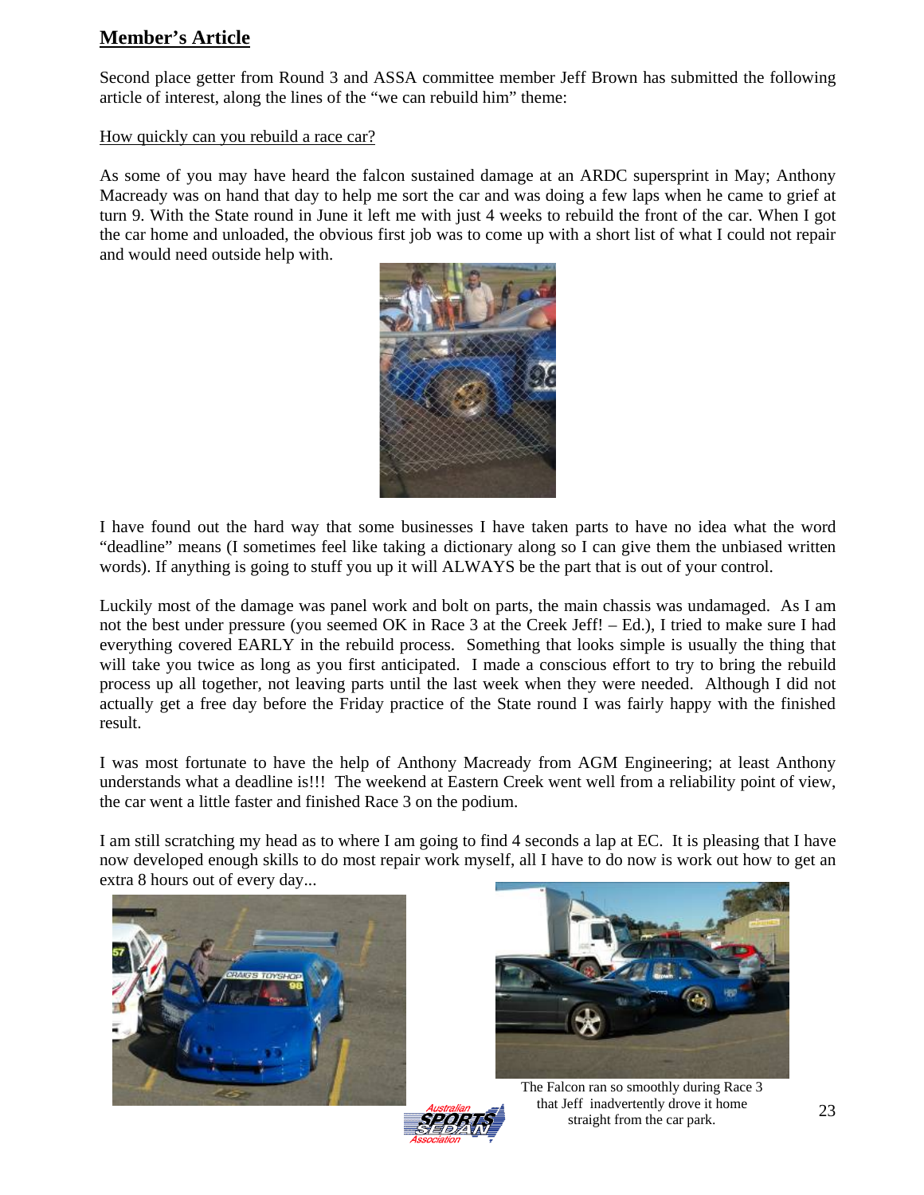## Member's Article

Second place getter from Round 3 and ASSA committee member Jeff Brown has submitted the following article of interest, along the lines of the "we can rebuild him" theme:

How quickly can you rebuild a race car?

As some of you may have heard the falcon sustained damage at an ARDC supersprint in May; Anthony Macready was on hand that day to help me sort the car and was doing a few laps when he came to grief at turn 9. With the State round in June it left me with just 4 weeks to rebuild the front of the car. When I got the car home and unloaded, the obvious first job was to come up with a short list of what I could not repair and would need outside help with.

I have found out the hard way that some businesses I have taken parts to have no idea what the word "deadline" means (I sometimes feel like taking a dictionary along so I can give them the unbiased written words). If anything is going to stuff you up it will ALWAYS be the part that is out of your control.

Luckily most of the damage was panel work and bolt on parts, the main chassis was undamaged. As I am not the best under pressure (you seemed OK in Race 3 at the Creek Jeff! – Ed.), I tried to make sure I had everything covered EARLY in the rebuild process. Something that looks simple is usually the thing that will take you twice as long as you first anticipated. I made a conscious effort to try to bring the rebuild process up all together, not leaving parts until the last week when they were needed. Although I did not actually get a free day before the Friday practice of the State round I was fairly happy with the finished result.

I was most fortunate to have the help of Anthony Macready from AGM Engineering; at least Anthony understands what a deadline is!!! The weekend at Eastern Creek went well from a reliability point of view, the car went a little faster and finished Race 3 on the podium.

I am still scratching my head as to where I am going to find 4 seconds a lap at EC. It is pleasing that I have now developed enough skills to do most repair work myself, all I have to do now is work out how to get an extra 8 hours out of every day...

The Falcon ran so smoothly during Race 3 that Jeff inadvertently drove it home straight from the car park.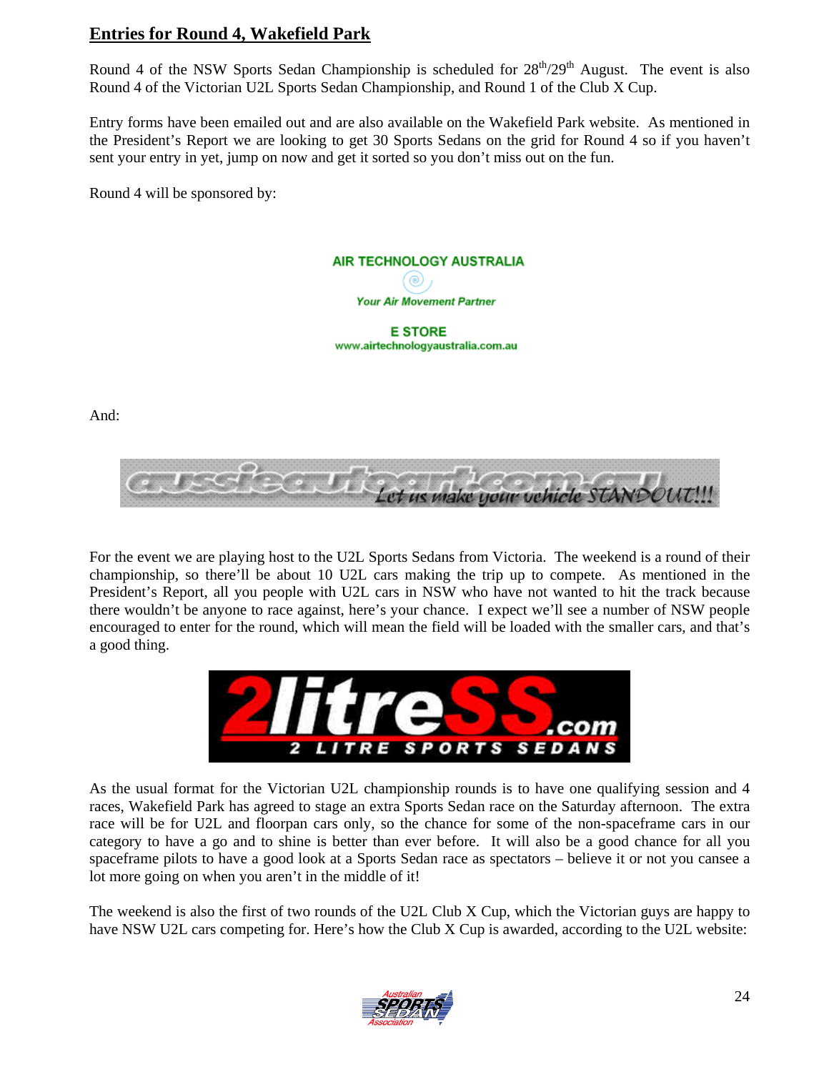## Entries for Round 4, Wakefield Park

Round 4 of the NSW Sports Sedan Championship is scheduled for 28th/29th August. The event is also Round 4 of the Victorian U2L Sports Sedan Championship, and Round 1 of the Club X Cup.

Entry forms have been emailed out and are also available on the Wakefield Park website. As mentioned in the President's Report we are looking to get 30 Sports Sedans on the grid for Round 4 so if you haven't sent your entry in yet, jump on now and get it sorted so you don't miss out on the fun.

Round 4 will be sponsored by:

AIR TECHNOLOGY AUSTRALIA

*Your Air Movement Partner*

E STORE

www.airtechnologyaustralia.com.au

And:

aussieautoart.com.au *Let us make your vehicle STANDOUT!!!*

For the event we are playing host to the U2L Sports Sedans from Victoria. The weekend is a round of their championship, so there'll be about 10 U2L cars making the trip up to compete. As mentioned in the President's Report, all you people with U2L cars in NSW who have not wanted to hit the track because there wouldn't be anyone to race against, here's your chance. I expect we'll see a number of NSW people encouraged to enter for the round, which will mean the field will be loaded with the smaller cars, and that's a good thing.

2litreSS.com 2 LITRE SPORTS SEDANS

As the usual format for the Victorian U2L championship rounds is to have one qualifying session and 4 races, Wakefield Park has agreed to stage an extra Sports Sedan race on the Saturday afternoon. The extra race will be for U2L and floorpan cars only, so the chance for some of the non-spaceframe cars in our category to have a go and to shine is better than ever before. It will also be a good chance for all you spaceframe pilots to have a good look at a Sports Sedan race as spectators – believe it or not you cansee a lot more going on when you aren't in the middle of it!

The weekend is also the first of two rounds of the U2L Club X Cup, which the Victorian guys are happy to have NSW U2L cars competing for. Here's how the Club X Cup is awarded, according to the U2L website: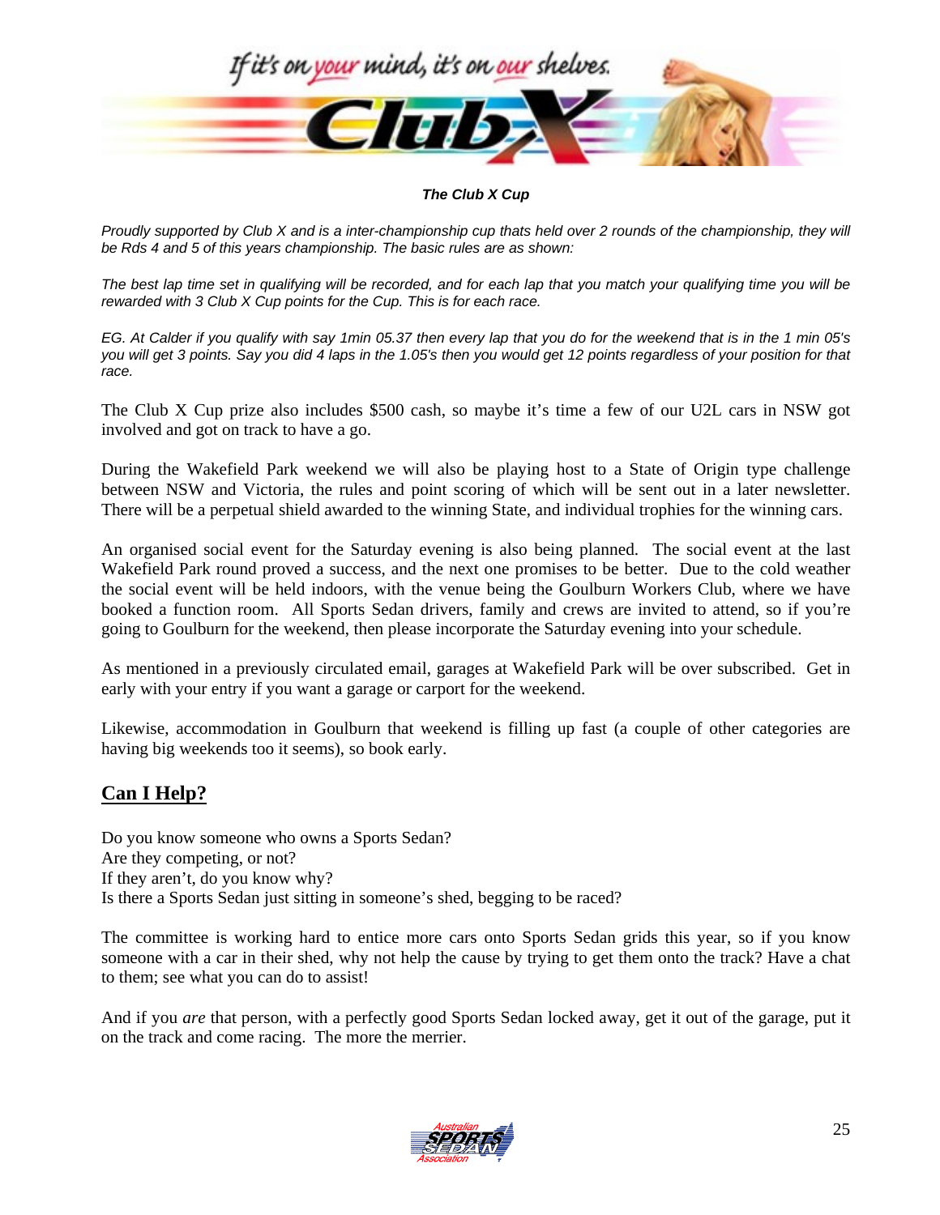***The Club X Cup***

*Proudly supported by Club X and is a inter-championship cup thats held over 2 rounds of the championship, they will be Rds 4 and 5 of this years championship. The basic rules are as shown:*

*The best lap time set in qualifying will be recorded, and for each lap that you match your qualifying time you will be rewarded with 3 Club X Cup points for the Cup. This is for each race.*

*EG. At Calder if you qualify with say 1min 05.37 then every lap that you do for the weekend that is in the 1 min 05's you will get 3 points. Say you did 4 laps in the 1.05's then you would get 12 points regardless of your position for that race.*

The Club X Cup prize also includes $500 cash, so maybe it's time a few of our U2L cars in NSW got involved and got on track to have a go.

During the Wakefield Park weekend we will also be playing host to a State of Origin type challenge between NSW and Victoria, the rules and point scoring of which will be sent out in a later newsletter. There will be a perpetual shield awarded to the winning State, and individual trophies for the winning cars.

An organised social event for the Saturday evening is also being planned. The social event at the last Wakefield Park round proved a success, and the next one promises to be better. Due to the cold weather the social event will be held indoors, with the venue being the Goulburn Workers Club, where we have booked a function room. All Sports Sedan drivers, family and crews are invited to attend, so if you're going to Goulburn for the weekend, then please incorporate the Saturday evening into your schedule.

As mentioned in a previously circulated email, garages at Wakefield Park will be over subscribed. Get in early with your entry if you want a garage or carport for the weekend.

Likewise, accommodation in Goulburn that weekend is filling up fast (a couple of other categories are having big weekends too it seems), so book early.

## Can I Help?

Do you know someone who owns a Sports Sedan?
Are they competing, or not?
If they aren't, do you know why?
Is there a Sports Sedan just sitting in someone's shed, begging to be raced?

The committee is working hard to entice more cars onto Sports Sedan grids this year, so if you know someone with a car in their shed, why not help the cause by trying to get them onto the track? Have a chat to them; see what you can do to assist!

And if you *are* that person, with a perfectly good Sports Sedan locked away, get it out of the garage, put it on the track and come racing. The more the merrier.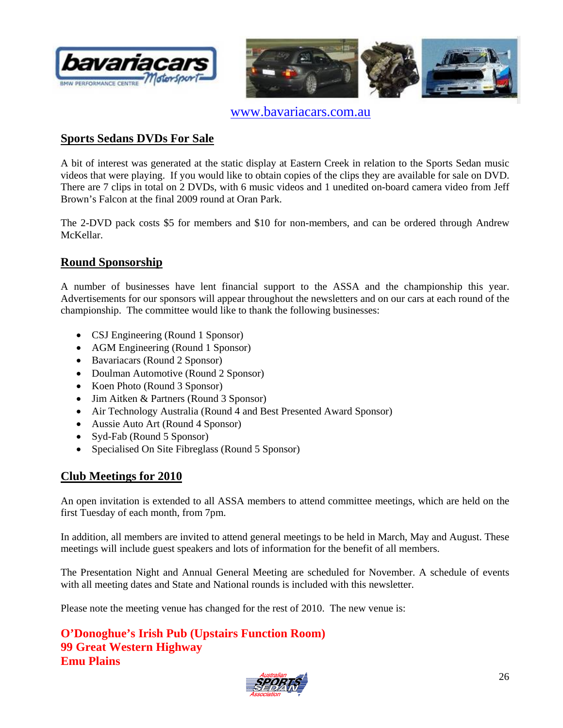www.bavariacars.com.au

## Sports Sedans DVDs For Sale

A bit of interest was generated at the static display at Eastern Creek in relation to the Sports Sedan music videos that were playing. If you would like to obtain copies of the clips they are available for sale on DVD. There are 7 clips in total on 2 DVDs, with 6 music videos and 1 unedited on-board camera video from Jeff Brown's Falcon at the final 2009 round at Oran Park.

The 2-DVD pack costs $5 for members and $10 for non-members, and can be ordered through Andrew McKellar.

## Round Sponsorship

A number of businesses have lent financial support to the ASSA and the championship this year. Advertisements for our sponsors will appear throughout the newsletters and on our cars at each round of the championship. The committee would like to thank the following businesses:

- CSJ Engineering (Round 1 Sponsor)
- AGM Engineering (Round 1 Sponsor)
- Bavariacars (Round 2 Sponsor)
- Doulman Automotive (Round 2 Sponsor)
- Koen Photo (Round 3 Sponsor)
- Jim Aitken & Partners (Round 3 Sponsor)
- Air Technology Australia (Round 4 and Best Presented Award Sponsor)
- Aussie Auto Art (Round 4 Sponsor)
- Syd-Fab (Round 5 Sponsor)
- Specialised On Site Fibreglass (Round 5 Sponsor)

## Club Meetings for 2010

An open invitation is extended to all ASSA members to attend committee meetings, which are held on the first Tuesday of each month, from 7pm.

In addition, all members are invited to attend general meetings to be held in March, May and August. These meetings will include guest speakers and lots of information for the benefit of all members.

The Presentation Night and Annual General Meeting are scheduled for November. A schedule of events with all meeting dates and State and National rounds is included with this newsletter.

Please note the meeting venue has changed for the rest of 2010. The new venue is:

**O'Donoghue's Irish Pub (Upstairs Function Room)**
**99 Great Western Highway**
**Emu Plains**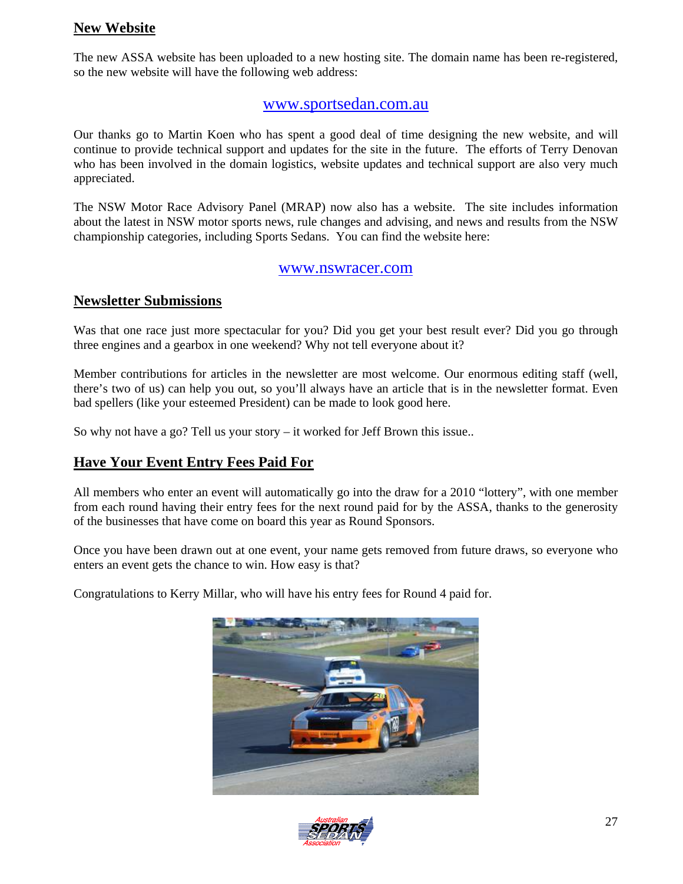## New Website

The new ASSA website has been uploaded to a new hosting site. The domain name has been re-registered, so the new website will have the following web address:

www.sportsedan.com.au

Our thanks go to Martin Koen who has spent a good deal of time designing the new website, and will continue to provide technical support and updates for the site in the future. The efforts of Terry Denovan who has been involved in the domain logistics, website updates and technical support are also very much appreciated.

The NSW Motor Race Advisory Panel (MRAP) now also has a website. The site includes information about the latest in NSW motor sports news, rule changes and advising, and news and results from the NSW championship categories, including Sports Sedans. You can find the website here:

www.nswracer.com

## Newsletter Submissions

Was that one race just more spectacular for you? Did you get your best result ever? Did you go through three engines and a gearbox in one weekend? Why not tell everyone about it?

Member contributions for articles in the newsletter are most welcome. Our enormous editing staff (well, there's two of us) can help you out, so you'll always have an article that is in the newsletter format. Even bad spellers (like your esteemed President) can be made to look good here.

So why not have a go? Tell us your story – it worked for Jeff Brown this issue..

## Have Your Event Entry Fees Paid For

All members who enter an event will automatically go into the draw for a 2010 "lottery", with one member from each round having their entry fees for the next round paid for by the ASSA, thanks to the generosity of the businesses that have come on board this year as Round Sponsors.

Once you have been drawn out at one event, your name gets removed from future draws, so everyone who enters an event gets the chance to win. How easy is that?

Congratulations to Kerry Millar, who will have his entry fees for Round 4 paid for.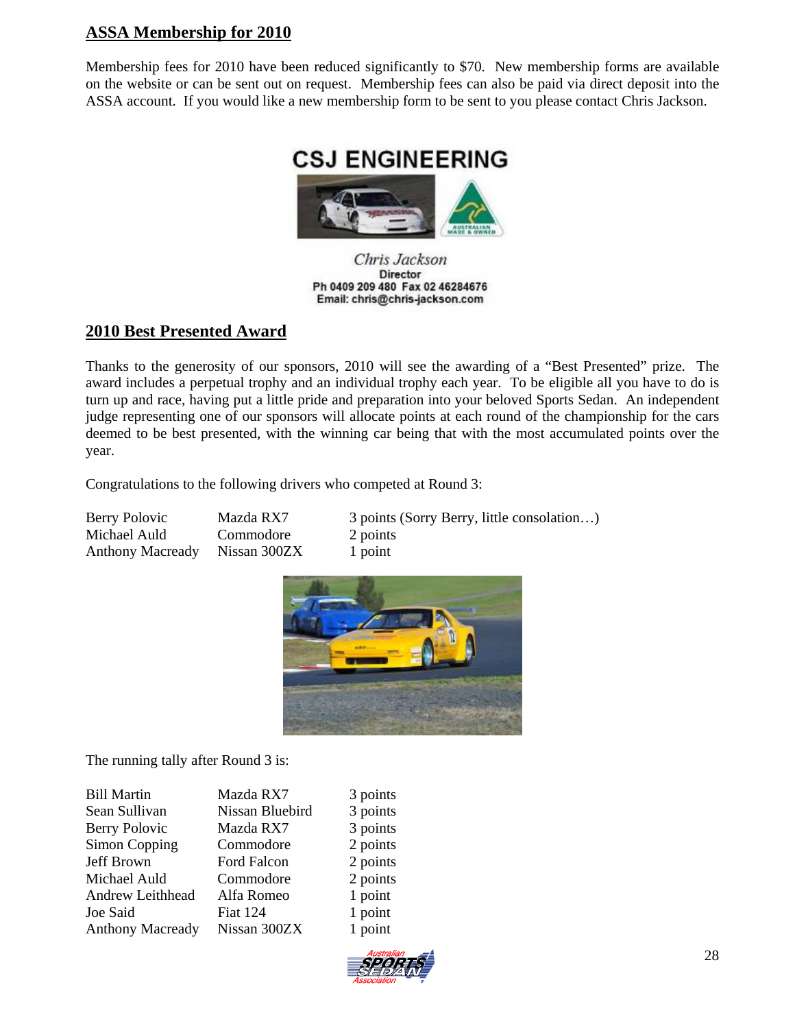## ASSA Membership for 2010

Membership fees for 2010 have been reduced significantly to $70. New membership forms are available on the website or can be sent out on request. Membership fees can also be paid via direct deposit into the ASSA account. If you would like a new membership form to be sent to you please contact Chris Jackson.

**CSJ ENGINEERING**

*Chris Jackson*
**Director**
**Ph 0409 209 480 Fax 02 46284676**
**Email: chris@chris-jackson.com**

## 2010 Best Presented Award

Thanks to the generosity of our sponsors, 2010 will see the awarding of a "Best Presented" prize. The award includes a perpetual trophy and an individual trophy each year. To be eligible all you have to do is turn up and race, having put a little pride and preparation into your beloved Sports Sedan. An independent judge representing one of our sponsors will allocate points at each round of the championship for the cars deemed to be best presented, with the winning car being that with the most accumulated points over the year.

Congratulations to the following drivers who competed at Round 3:

| | | |
|---|---|---|
| Berry Polovic | Mazda RX7 | 3 points (Sorry Berry, little consolation…) |
| Michael Auld | Commodore | 2 points |
| Anthony Macready | Nissan 300ZX | 1 point |

The running tally after Round 3 is:

| | | |
|---|---|---|
| Bill Martin | Mazda RX7 | 3 points |
| Sean Sullivan | Nissan Bluebird | 3 points |
| Berry Polovic | Mazda RX7 | 3 points |
| Simon Copping | Commodore | 2 points |
| Jeff Brown | Ford Falcon | 2 points |
| Michael Auld | Commodore | 2 points |
| Andrew Leithhead | Alfa Romeo | 1 point |
| Joe Said | Fiat 124 | 1 point |
| Anthony Macready | Nissan 300ZX | 1 point |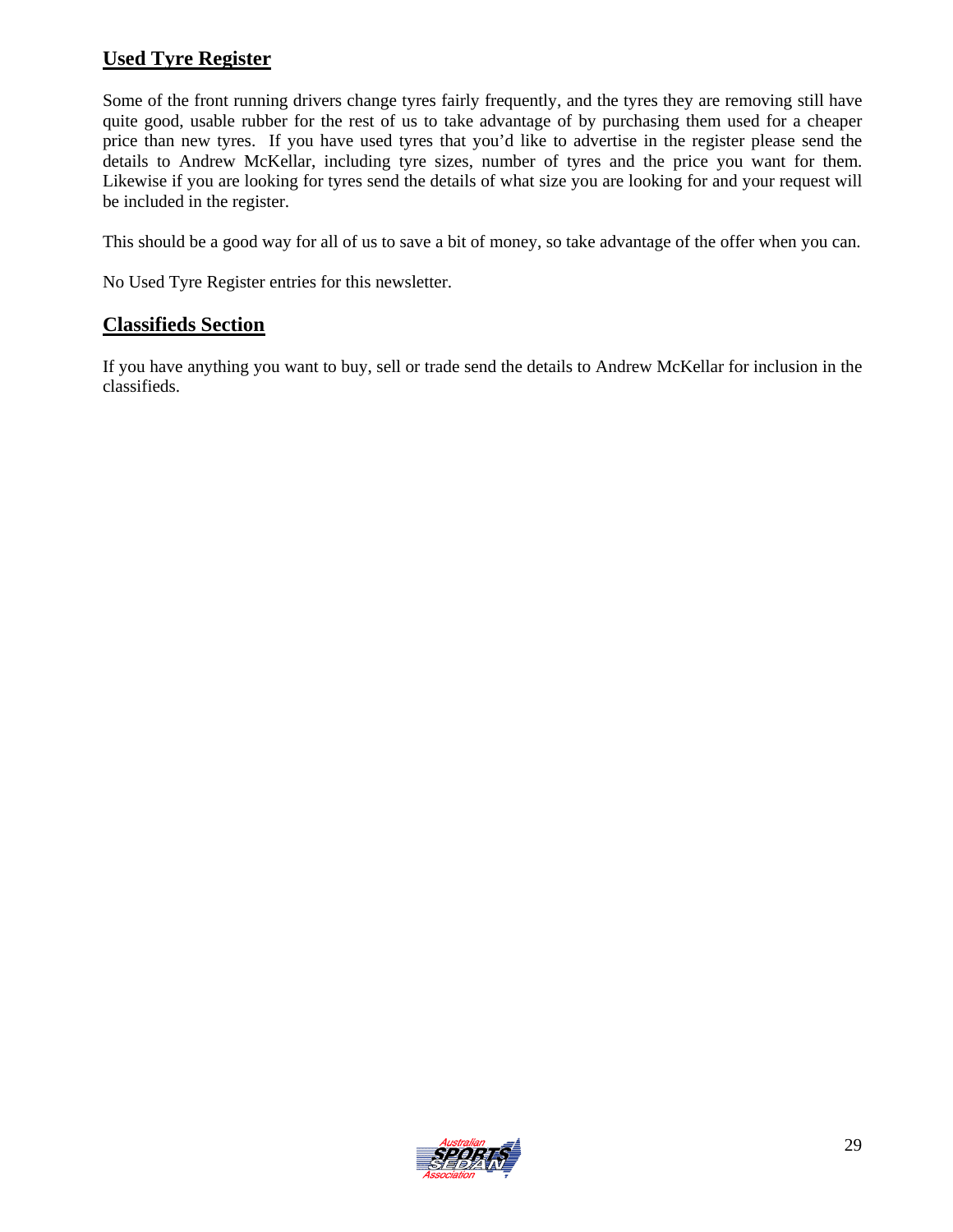## Used Tyre Register

Some of the front running drivers change tyres fairly frequently, and the tyres they are removing still have quite good, usable rubber for the rest of us to take advantage of by purchasing them used for a cheaper price than new tyres.  If you have used tyres that you'd like to advertise in the register please send the details to Andrew McKellar, including tyre sizes, number of tyres and the price you want for them. Likewise if you are looking for tyres send the details of what size you are looking for and your request will be included in the register.

This should be a good way for all of us to save a bit of money, so take advantage of the offer when you can.

No Used Tyre Register entries for this newsletter.

## Classifieds Section

If you have anything you want to buy, sell or trade send the details to Andrew McKellar for inclusion in the classifieds.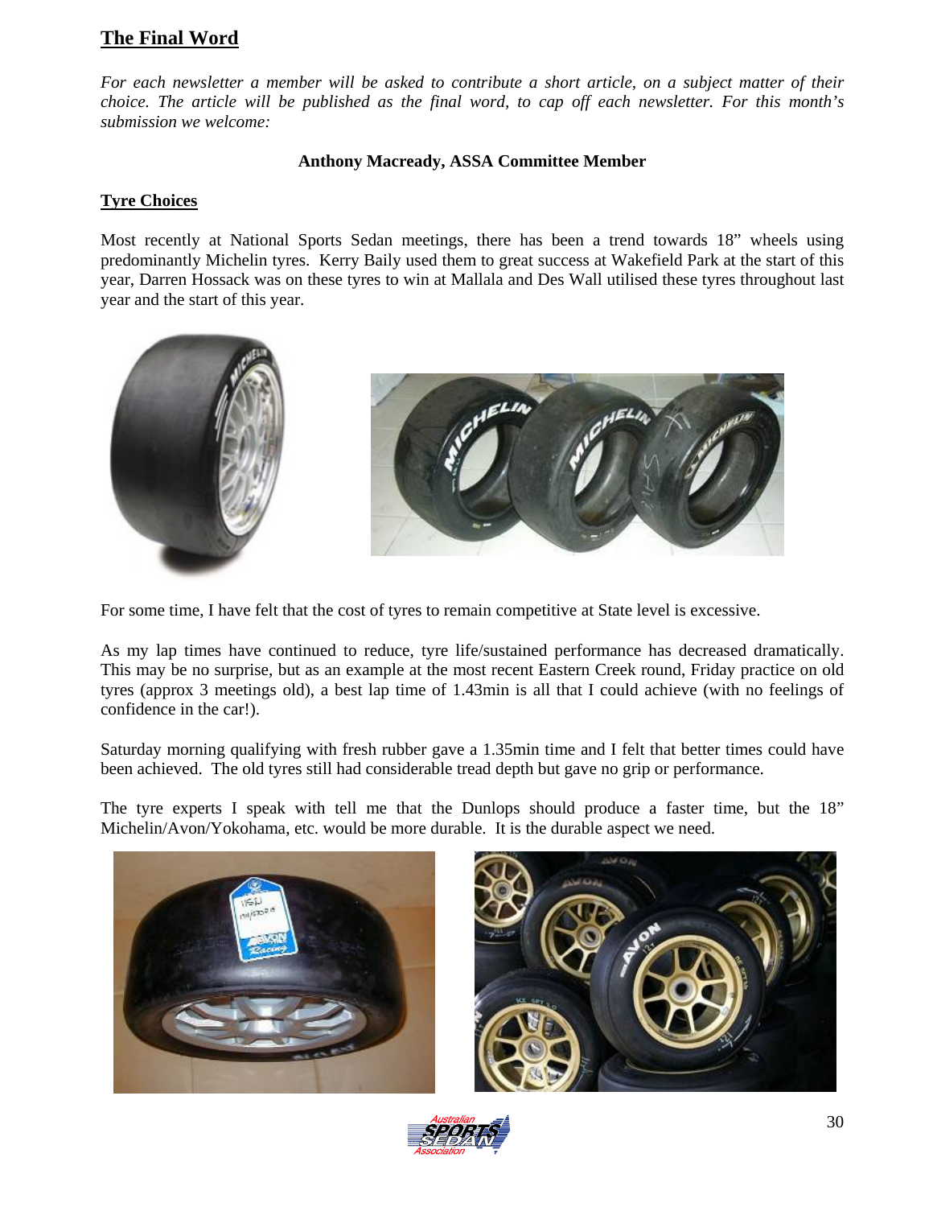## The Final Word

*For each newsletter a member will be asked to contribute a short article, on a subject matter of their choice. The article will be published as the final word, to cap off each newsletter. For this month's submission we welcome:*

**Anthony Macready, ASSA Committee Member**

### Tyre Choices

Most recently at National Sports Sedan meetings, there has been a trend towards 18" wheels using predominantly Michelin tyres. Kerry Baily used them to great success at Wakefield Park at the start of this year, Darren Hossack was on these tyres to win at Mallala and Des Wall utilised these tyres throughout last year and the start of this year.

For some time, I have felt that the cost of tyres to remain competitive at State level is excessive.

As my lap times have continued to reduce, tyre life/sustained performance has decreased dramatically. This may be no surprise, but as an example at the most recent Eastern Creek round, Friday practice on old tyres (approx 3 meetings old), a best lap time of 1.43min is all that I could achieve (with no feelings of confidence in the car!).

Saturday morning qualifying with fresh rubber gave a 1.35min time and I felt that better times could have been achieved. The old tyres still had considerable tread depth but gave no grip or performance.

The tyre experts I speak with tell me that the Dunlops should produce a faster time, but the 18" Michelin/Avon/Yokohama, etc. would be more durable. It is the durable aspect we need.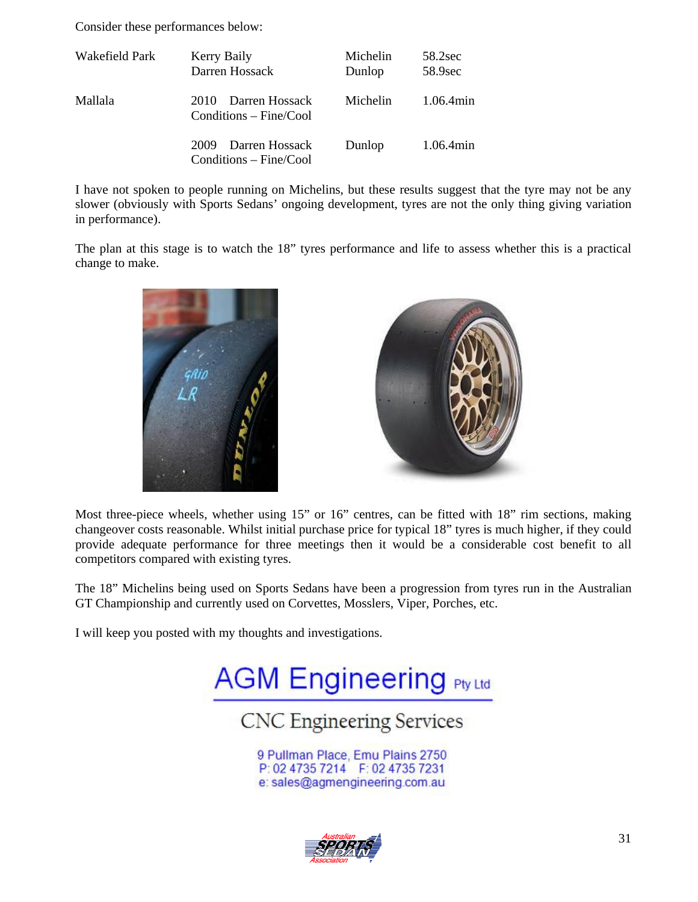Consider these performances below:

| | | | |
|---|---|---|---|
| Wakefield Park | Kerry Baily | Michelin | 58.2sec |
| | Darren Hossack | Dunlop | 58.9sec |
| Mallala | 2010 Darren Hossack<br>Conditions – Fine/Cool | Michelin | 1.06.4min |
| | 2009 Darren Hossack<br>Conditions – Fine/Cool | Dunlop | 1.06.4min |

I have not spoken to people running on Michelins, but these results suggest that the tyre may not be any slower (obviously with Sports Sedans' ongoing development, tyres are not the only thing giving variation in performance).

The plan at this stage is to watch the 18" tyres performance and life to assess whether this is a practical change to make.

Most three-piece wheels, whether using 15" or 16" centres, can be fitted with 18" rim sections, making changeover costs reasonable. Whilst initial purchase price for typical 18" tyres is much higher, if they could provide adequate performance for three meetings then it would be a considerable cost benefit to all competitors compared with existing tyres.

The 18" Michelins being used on Sports Sedans have been a progression from tyres run in the Australian GT Championship and currently used on Corvettes, Mosslers, Viper, Porches, etc.

I will keep you posted with my thoughts and investigations.

AGM Engineering Pty Ltd

CNC Engineering Services

9 Pullman Place, Emu Plains 2750
P: 02 4735 7214 F: 02 4735 7231
e: sales@agmengineering.com.au